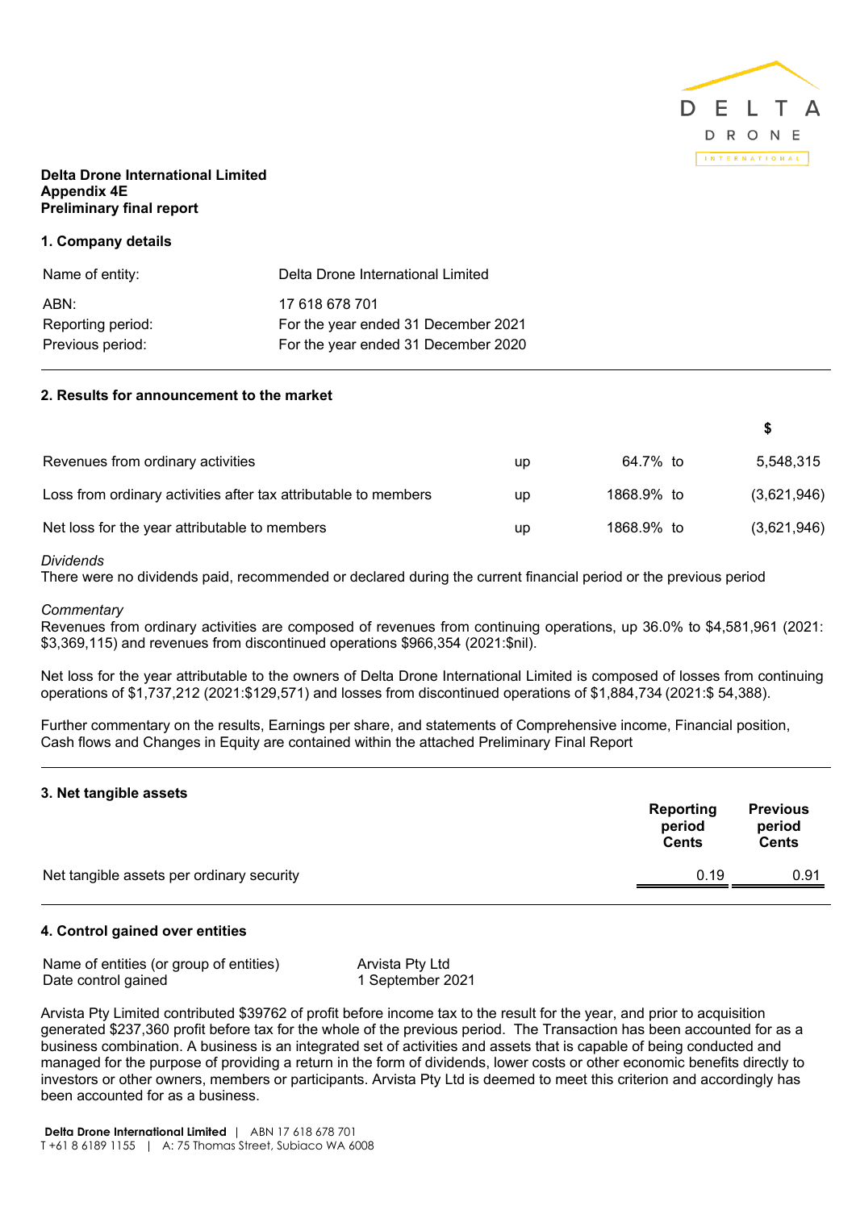**Delta Drone International Limited**
**Appendix 4E**
**Preliminary final report**

## 1. Company details

| | |
|---|---|
| Name of entity: | Delta Drone International Limited |
| ABN: | 17 618 678 701 |
| Reporting period: | For the year ended 31 December 2021 |
| Previous period: | For the year ended 31 December 2020 |

## 2. Results for announcement to the market

| | | | | $ |
|---|---|---|---|---|
| Revenues from ordinary activities | up | 64.7% | to | 5,548,315 |
| Loss from ordinary activities after tax attributable to members | up | 1868.9% | to | (3,621,946) |
| Net loss for the year attributable to members | up | 1868.9% | to | (3,621,946) |

*Dividends*
There were no dividends paid, recommended or declared during the current financial period or the previous period

*Commentary*
Revenues from ordinary activities are composed of revenues from continuing operations, up 36.0% to $4,581,961 (2021: $3,369,115) and revenues from discontinued operations $966,354 (2021:$nil).

Net loss for the year attributable to the owners of Delta Drone International Limited is composed of losses from continuing operations of $1,737,212 (2021:$129,571) and losses from discontinued operations of $1,884,734 (2021:$ 54,388).

Further commentary on the results, Earnings per share, and statements of Comprehensive income, Financial position, Cash flows and Changes in Equity are contained within the attached Preliminary Final Report

## 3. Net tangible assets

| | Reporting period Cents | Previous period Cents |
|---|---|---|
| Net tangible assets per ordinary security | 0.19 | 0.91 |

## 4. Control gained over entities

| | |
|---|---|
| Name of entities (or group of entities) | Arvista Pty Ltd |
| Date control gained | 1 September 2021 |

Arvista Pty Limited contributed $39762 of profit before income tax to the result for the year, and prior to acquisition generated $237,360 profit before tax for the whole of the previous period. The Transaction has been accounted for as a business combination. A business is an integrated set of activities and assets that is capable of being conducted and managed for the purpose of providing a return in the form of dividends, lower costs or other economic benefits directly to investors or other owners, members or participants. Arvista Pty Ltd is deemed to meet this criterion and accordingly has been accounted for as a business.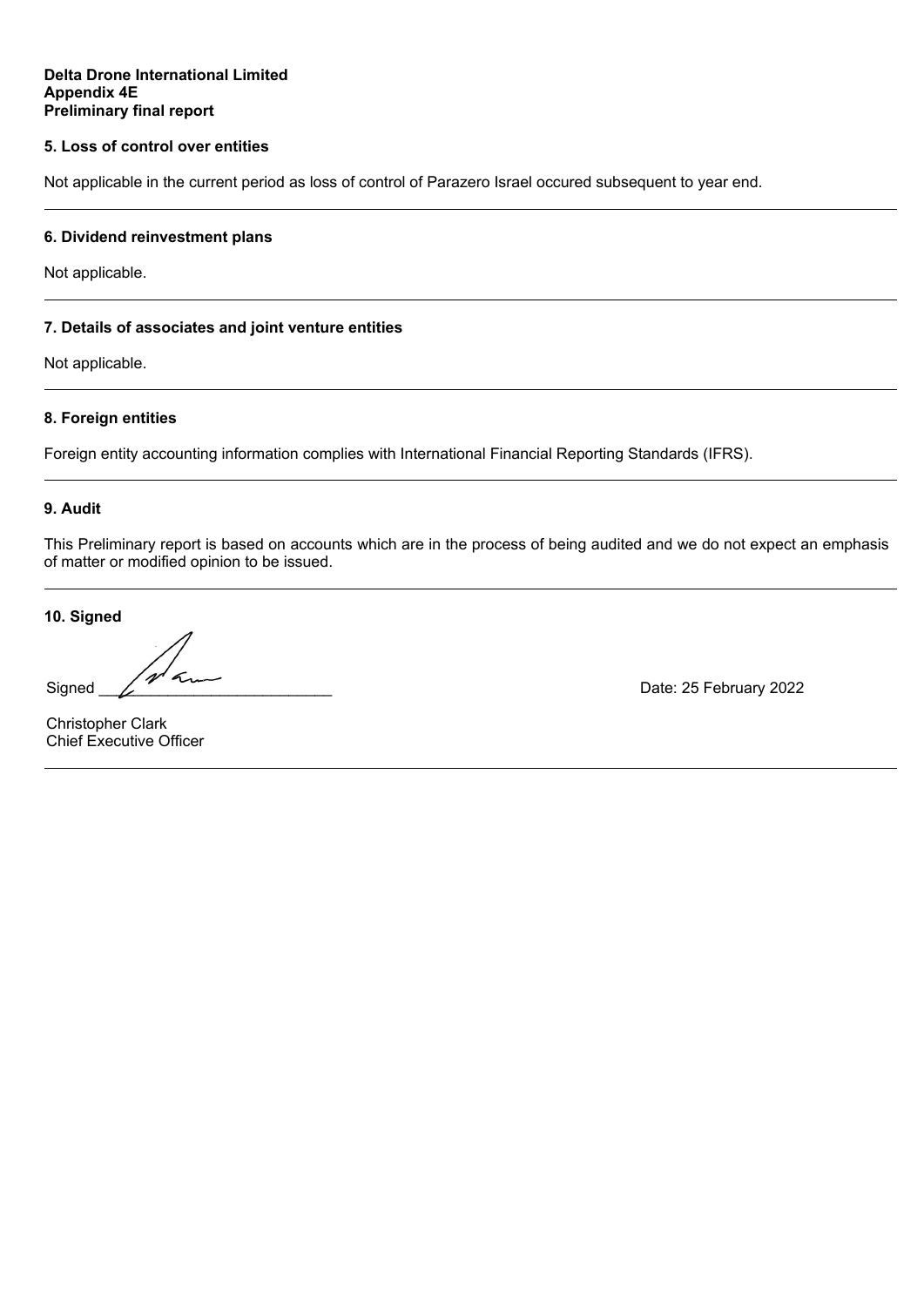**Delta Drone International Limited**
**Appendix 4E**
**Preliminary final report**

**5. Loss of control over entities**

Not applicable in the current period as loss of control of Parazero Israel occured subsequent to year end.

---

**6. Dividend reinvestment plans**

Not applicable.

---

**7. Details of associates and joint venture entities**

Not applicable.

---

**8. Foreign entities**

Foreign entity accounting information complies with International Financial Reporting Standards (IFRS).

---

**9. Audit**

This Preliminary report is based on accounts which are in the process of being audited and we do not expect an emphasis of matter or modified opinion to be issued.

---

**10. Signed**

Signed ___________________________ Date: 25 February 2022

Christopher Clark
Chief Executive Officer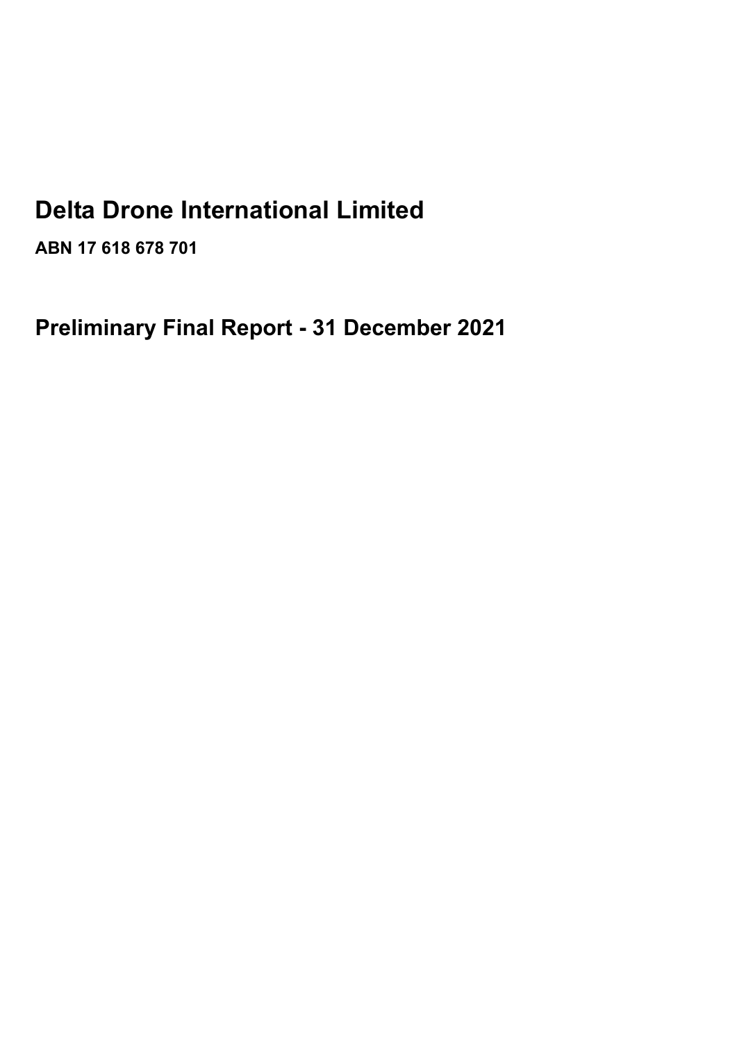# Delta Drone International Limited

**ABN 17 618 678 701**

## Preliminary Final Report - 31 December 2021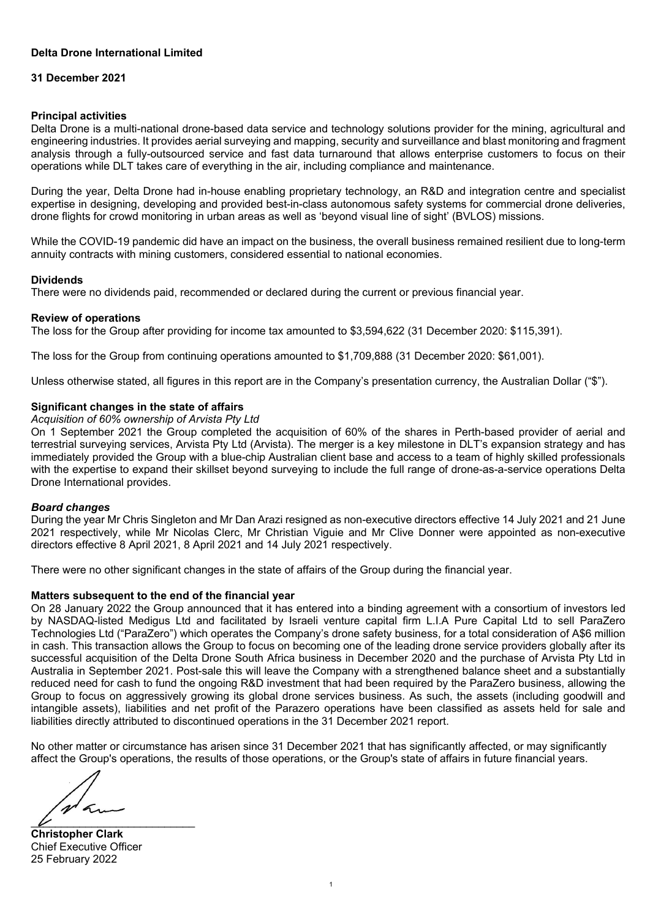**Delta Drone International Limited**

**31 December 2021**

**Principal activities**

Delta Drone is a multi-national drone-based data service and technology solutions provider for the mining, agricultural and engineering industries. It provides aerial surveying and mapping, security and surveillance and blast monitoring and fragment analysis through a fully-outsourced service and fast data turnaround that allows enterprise customers to focus on their operations while DLT takes care of everything in the air, including compliance and maintenance.

During the year, Delta Drone had in-house enabling proprietary technology, an R&D and integration centre and specialist expertise in designing, developing and provided best-in-class autonomous safety systems for commercial drone deliveries, drone flights for crowd monitoring in urban areas as well as 'beyond visual line of sight' (BVLOS) missions.

While the COVID-19 pandemic did have an impact on the business, the overall business remained resilient due to long-term annuity contracts with mining customers, considered essential to national economies.

**Dividends**

There were no dividends paid, recommended or declared during the current or previous financial year.

**Review of operations**

The loss for the Group after providing for income tax amounted to $3,594,622 (31 December 2020: $115,391).

The loss for the Group from continuing operations amounted to $1,709,888 (31 December 2020: $61,001).

Unless otherwise stated, all figures in this report are in the Company's presentation currency, the Australian Dollar ("$").

**Significant changes in the state of affairs**

*Acquisition of 60% ownership of Arvista Pty Ltd*

On 1 September 2021 the Group completed the acquisition of 60% of the shares in Perth-based provider of aerial and terrestrial surveying services, Arvista Pty Ltd (Arvista). The merger is a key milestone in DLT's expansion strategy and has immediately provided the Group with a blue-chip Australian client base and access to a team of highly skilled professionals with the expertise to expand their skillset beyond surveying to include the full range of drone-as-a-service operations Delta Drone International provides.

***Board changes***

During the year Mr Chris Singleton and Mr Dan Arazi resigned as non-executive directors effective 14 July 2021 and 21 June 2021 respectively, while Mr Nicolas Clerc, Mr Christian Viguie and Mr Clive Donner were appointed as non-executive directors effective 8 April 2021, 8 April 2021 and 14 July 2021 respectively.

There were no other significant changes in the state of affairs of the Group during the financial year.

**Matters subsequent to the end of the financial year**

On 28 January 2022 the Group announced that it has entered into a binding agreement with a consortium of investors led by NASDAQ-listed Medigus Ltd and facilitated by Israeli venture capital firm L.I.A Pure Capital Ltd to sell ParaZero Technologies Ltd ("ParaZero") which operates the Company's drone safety business, for a total consideration of A$6 million in cash. This transaction allows the Group to focus on becoming one of the leading drone service providers globally after its successful acquisition of the Delta Drone South Africa business in December 2020 and the purchase of Arvista Pty Ltd in Australia in September 2021. Post-sale this will leave the Company with a strengthened balance sheet and a substantially reduced need for cash to fund the ongoing R&D investment that had been required by the ParaZero business, allowing the Group to focus on aggressively growing its global drone services business. As such, the assets (including goodwill and intangible assets), liabilities and net profit of the Parazero operations have been classified as assets held for sale and liabilities directly attributed to discontinued operations in the 31 December 2021 report.

No other matter or circumstance has arisen since 31 December 2021 that has significantly affected, or may significantly affect the Group's operations, the results of those operations, or the Group's state of affairs in future financial years.

\_\_\_\_\_\_\_\_\_\_\_\_\_\_\_\_\_\_\_\_\_\_\_\_\_\_

**Christopher Clark**
Chief Executive Officer
25 February 2022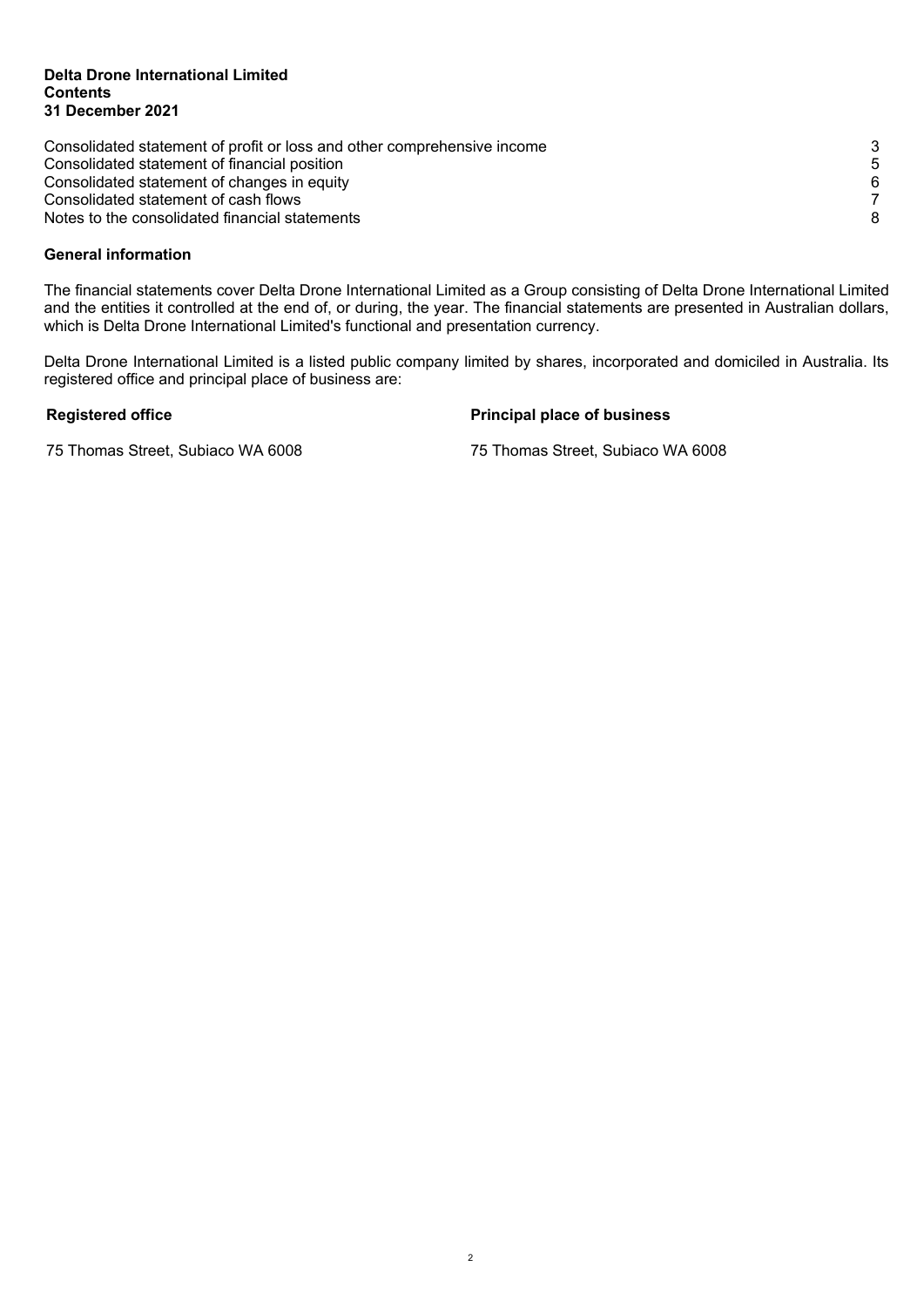**Delta Drone International Limited**
**Contents**
**31 December 2021**

| | |
|---|---|
| Consolidated statement of profit or loss and other comprehensive income | 3 |
| Consolidated statement of financial position | 5 |
| Consolidated statement of changes in equity | 6 |
| Consolidated statement of cash flows | 7 |
| Notes to the consolidated financial statements | 8 |

**General information**

The financial statements cover Delta Drone International Limited as a Group consisting of Delta Drone International Limited and the entities it controlled at the end of, or during, the year. The financial statements are presented in Australian dollars, which is Delta Drone International Limited's functional and presentation currency.

Delta Drone International Limited is a listed public company limited by shares, incorporated and domiciled in Australia. Its registered office and principal place of business are:

| **Registered office** | **Principal place of business** |
|---|---|
| 75 Thomas Street, Subiaco WA 6008 | 75 Thomas Street, Subiaco WA 6008 |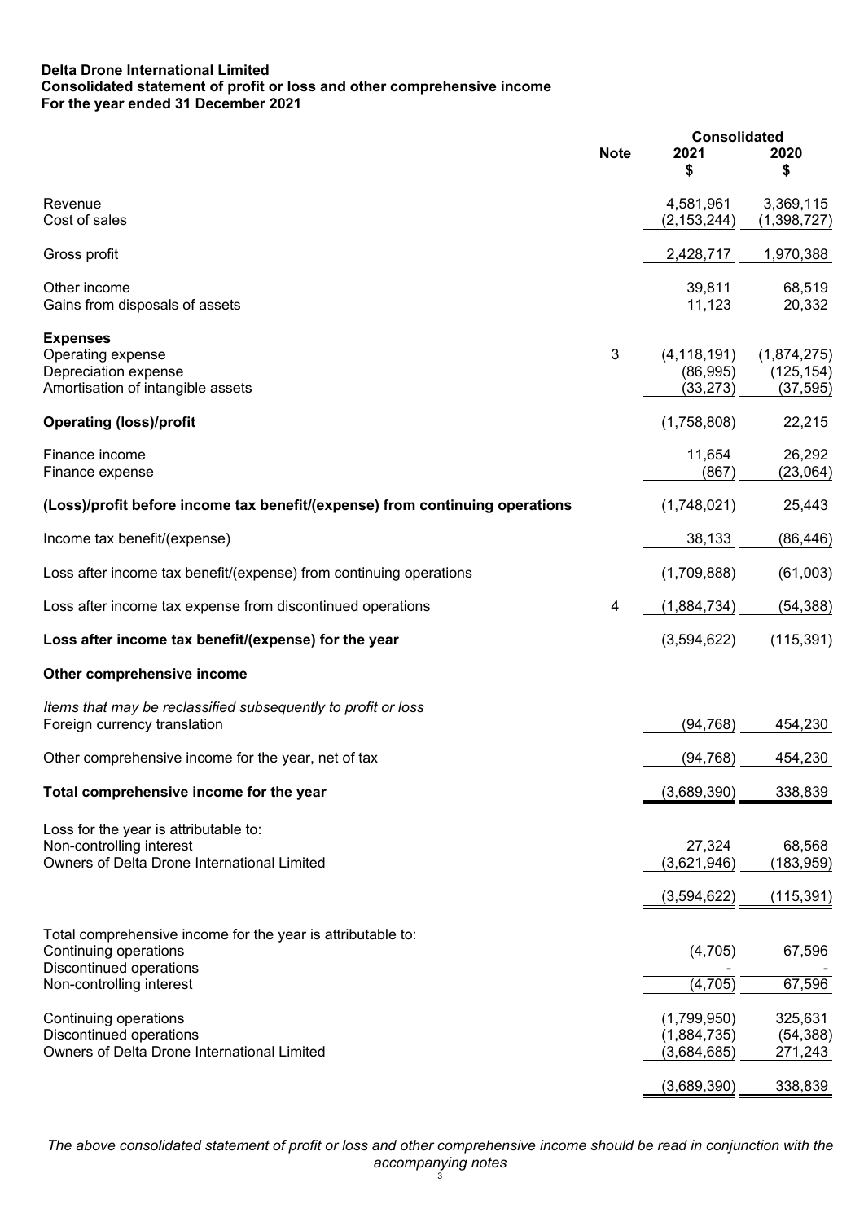**Delta Drone International Limited**
**Consolidated statement of profit or loss and other comprehensive income**
**For the year ended 31 December 2021**

| | Note | Consolidated 2021 $ | 2020 $ |
|---|---|---|---|
| Revenue | | 4,581,961 | 3,369,115 |
| Cost of sales | | (2,153,244) | (1,398,727) |
| Gross profit | | 2,428,717 | 1,970,388 |
| Other income | | 39,811 | 68,519 |
| Gains from disposals of assets | | 11,123 | 20,332 |
| **Expenses** | | | |
| Operating expense | 3 | (4,118,191) | (1,874,275) |
| Depreciation expense | | (86,995) | (125,154) |
| Amortisation of intangible assets | | (33,273) | (37,595) |
| **Operating (loss)/profit** | | (1,758,808) | 22,215 |
| Finance income | | 11,654 | 26,292 |
| Finance expense | | (867) | (23,064) |
| **(Loss)/profit before income tax benefit/(expense) from continuing operations** | | (1,748,021) | 25,443 |
| Income tax benefit/(expense) | | 38,133 | (86,446) |
| Loss after income tax benefit/(expense) from continuing operations | | (1,709,888) | (61,003) |
| Loss after income tax expense from discontinued operations | 4 | (1,884,734) | (54,388) |
| **Loss after income tax benefit/(expense) for the year** | | (3,594,622) | (115,391) |
| **Other comprehensive income** | | | |
| *Items that may be reclassified subsequently to profit or loss* | | | |
| Foreign currency translation | | (94,768) | 454,230 |
| Other comprehensive income for the year, net of tax | | (94,768) | 454,230 |
| **Total comprehensive income for the year** | | (3,689,390) | 338,839 |
| Loss for the year is attributable to: | | | |
| Non-controlling interest | | 27,324 | 68,568 |
| Owners of Delta Drone International Limited | | (3,621,946) | (183,959) |
| | | (3,594,622) | (115,391) |
| Total comprehensive income for the year is attributable to: | | | |
| Continuing operations | | (4,705) | 67,596 |
| Discontinued operations | | - | - |
| Non-controlling interest | | (4,705) | 67,596 |
| Continuing operations | | (1,799,950) | 325,631 |
| Discontinued operations | | (1,884,735) | (54,388) |
| Owners of Delta Drone International Limited | | (3,684,685) | 271,243 |
| | | (3,689,390) | 338,839 |

*The above consolidated statement of profit or loss and other comprehensive income should be read in conjunction with the accompanying notes*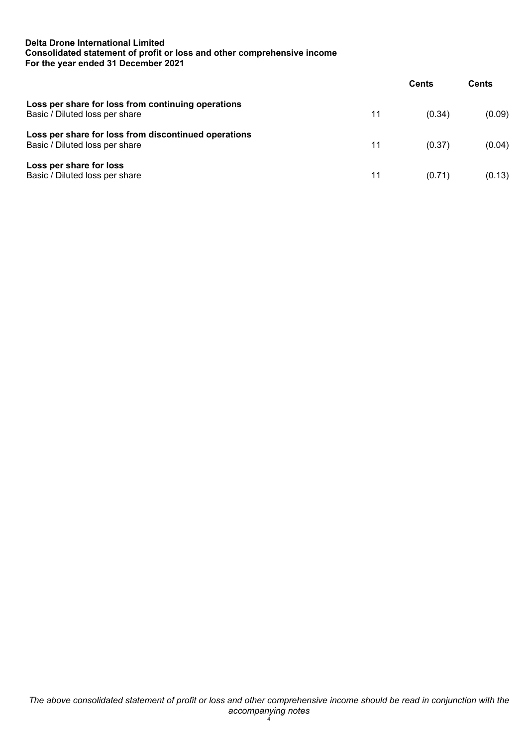**Delta Drone International Limited**
**Consolidated statement of profit or loss and other comprehensive income**
**For the year ended 31 December 2021**

| | | Cents | Cents |
|---|---|---|---|
| **Loss per share for loss from continuing operations** | | | |
| Basic / Diluted loss per share | 11 | (0.34) | (0.09) |
| **Loss per share for loss from discontinued operations** | | | |
| Basic / Diluted loss per share | 11 | (0.37) | (0.04) |
| **Loss per share for loss** | | | |
| Basic / Diluted loss per share | 11 | (0.71) | (0.13) |

*The above consolidated statement of profit or loss and other comprehensive income should be read in conjunction with the accompanying notes*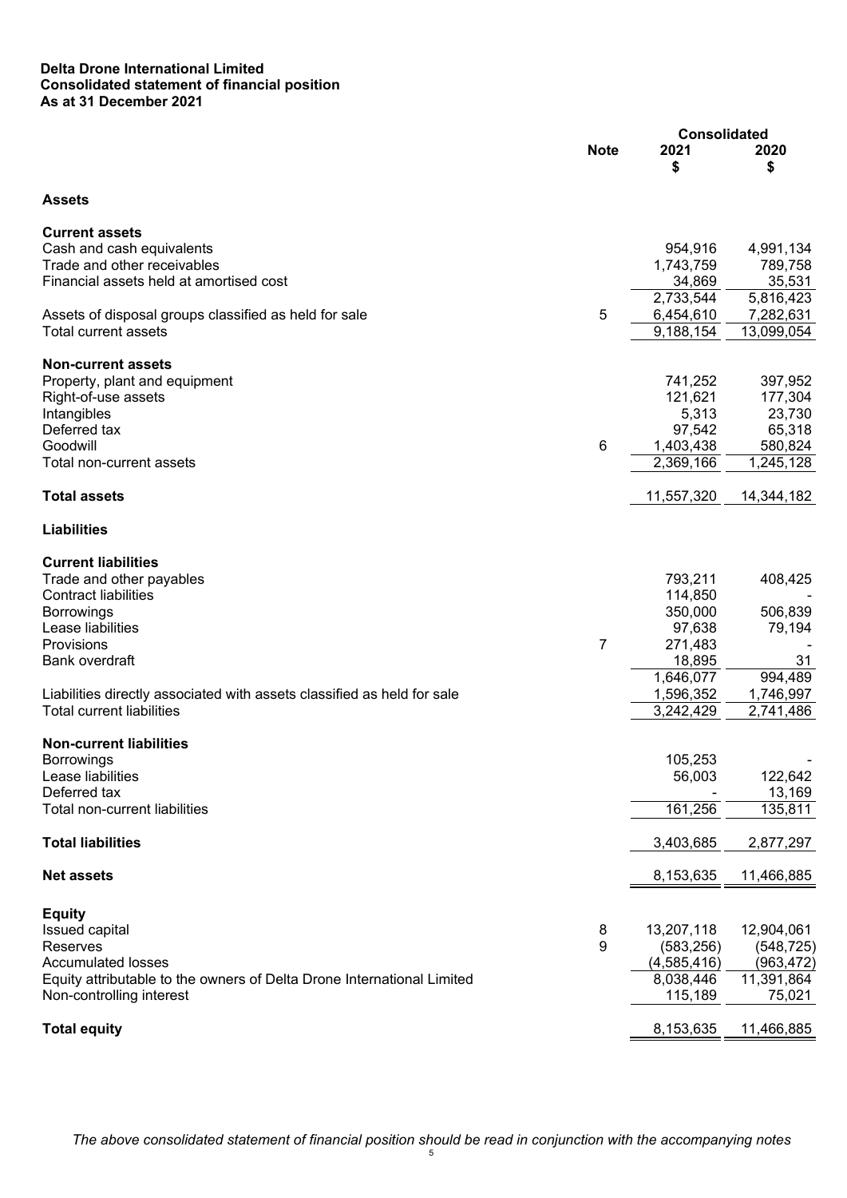**Delta Drone International Limited**
**Consolidated statement of financial position**
**As at 31 December 2021**

| | Note | Consolidated 2021 $ | 2020 $ |
|---|---|---|---|
| **Assets** | | | |
| **Current assets** | | | |
| Cash and cash equivalents | | 954,916 | 4,991,134 |
| Trade and other receivables | | 1,743,759 | 789,758 |
| Financial assets held at amortised cost | | 34,869 | 35,531 |
| | | 2,733,544 | 5,816,423 |
| Assets of disposal groups classified as held for sale | 5 | 6,454,610 | 7,282,631 |
| Total current assets | | 9,188,154 | 13,099,054 |
| **Non-current assets** | | | |
| Property, plant and equipment | | 741,252 | 397,952 |
| Right-of-use assets | | 121,621 | 177,304 |
| Intangibles | | 5,313 | 23,730 |
| Deferred tax | | 97,542 | 65,318 |
| Goodwill | 6 | 1,403,438 | 580,824 |
| Total non-current assets | | 2,369,166 | 1,245,128 |
| **Total assets** | | 11,557,320 | 14,344,182 |
| **Liabilities** | | | |
| **Current liabilities** | | | |
| Trade and other payables | | 793,211 | 408,425 |
| Contract liabilities | | 114,850 | - |
| Borrowings | | 350,000 | 506,839 |
| Lease liabilities | | 97,638 | 79,194 |
| Provisions | 7 | 271,483 | - |
| Bank overdraft | | 18,895 | 31 |
| | | 1,646,077 | 994,489 |
| Liabilities directly associated with assets classified as held for sale | | 1,596,352 | 1,746,997 |
| Total current liabilities | | 3,242,429 | 2,741,486 |
| **Non-current liabilities** | | | |
| Borrowings | | 105,253 | - |
| Lease liabilities | | 56,003 | 122,642 |
| Deferred tax | | - | 13,169 |
| Total non-current liabilities | | 161,256 | 135,811 |
| **Total liabilities** | | 3,403,685 | 2,877,297 |
| **Net assets** | | 8,153,635 | 11,466,885 |
| **Equity** | | | |
| Issued capital | 8 | 13,207,118 | 12,904,061 |
| Reserves | 9 | (583,256) | (548,725) |
| Accumulated losses | | (4,585,416) | (963,472) |
| Equity attributable to the owners of Delta Drone International Limited | | 8,038,446 | 11,391,864 |
| Non-controlling interest | | 115,189 | 75,021 |
| **Total equity** | | 8,153,635 | 11,466,885 |

*The above consolidated statement of financial position should be read in conjunction with the accompanying notes*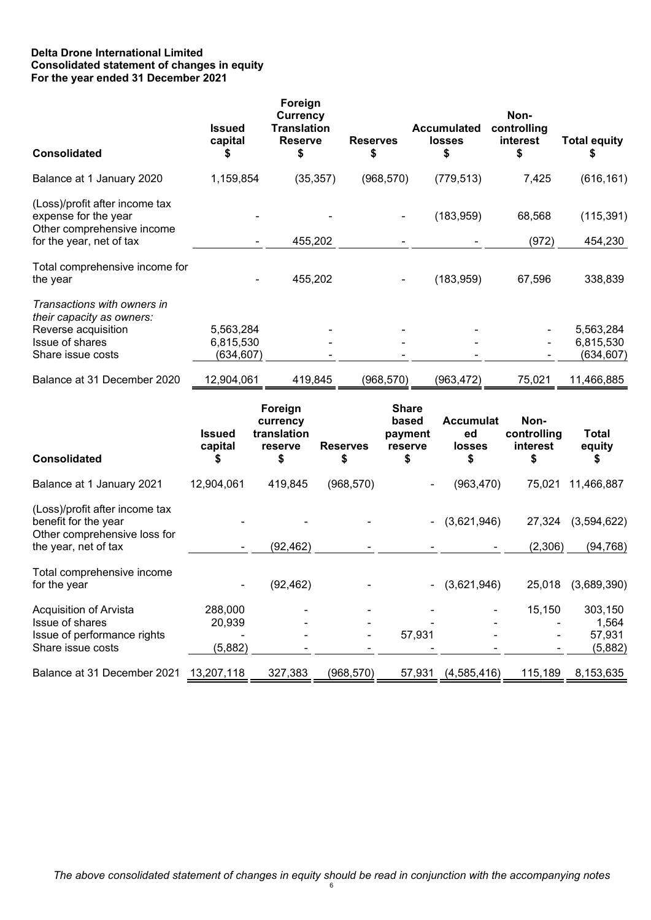**Delta Drone International Limited**
**Consolidated statement of changes in equity**
**For the year ended 31 December 2021**

| Consolidated | Issued capital $ | Foreign Currency Translation Reserve $ | Reserves $ | Accumulated losses $ | Non-controlling interest $ | Total equity $ |
|---|---|---|---|---|---|---|
| Balance at 1 January 2020 | 1,159,854 | (35,357) | (968,570) | (779,513) | 7,425 | (616,161) |
| (Loss)/profit after income tax expense for the year | - | - | - | (183,959) | 68,568 | (115,391) |
| Other comprehensive income for the year, net of tax | - | 455,202 | - | - | (972) | 454,230 |
| Total comprehensive income for the year | - | 455,202 | - | (183,959) | 67,596 | 338,839 |
| *Transactions with owners in their capacity as owners:* | | | | | | |
| Reverse acquisition | 5,563,284 | - | - | - | - | 5,563,284 |
| Issue of shares | 6,815,530 | - | - | - | - | 6,815,530 |
| Share issue costs | (634,607) | - | - | - | - | (634,607) |
| Balance at 31 December 2020 | 12,904,061 | 419,845 | (968,570) | (963,472) | 75,021 | 11,466,885 |

| Consolidated | Issued capital $ | Foreign currency translation reserve $ | Reserves $ | Share based payment reserve $ | Accumulated losses $ | Non-controlling interest $ | Total equity $ |
|---|---|---|---|---|---|---|---|
| Balance at 1 January 2021 | 12,904,061 | 419,845 | (968,570) | - | (963,470) | 75,021 | 11,466,887 |
| (Loss)/profit after income tax benefit for the year | - | - | - | - | (3,621,946) | 27,324 | (3,594,622) |
| Other comprehensive loss for the year, net of tax | - | (92,462) | - | - | - | (2,306) | (94,768) |
| Total comprehensive income for the year | - | (92,462) | - | - | (3,621,946) | 25,018 | (3,689,390) |
| Acquisition of Arvista | 288,000 | - | - | - | - | 15,150 | 303,150 |
| Issue of shares | 20,939 | - | - | - | - | - | 1,564 |
| Issue of performance rights | - | - | - | 57,931 | - | - | 57,931 |
| Share issue costs | (5,882) | - | - | - | - | - | (5,882) |
| Balance at 31 December 2021 | 13,207,118 | 327,383 | (968,570) | 57,931 | (4,585,416) | 115,189 | 8,153,635 |

*The above consolidated statement of changes in equity should be read in conjunction with the accompanying notes*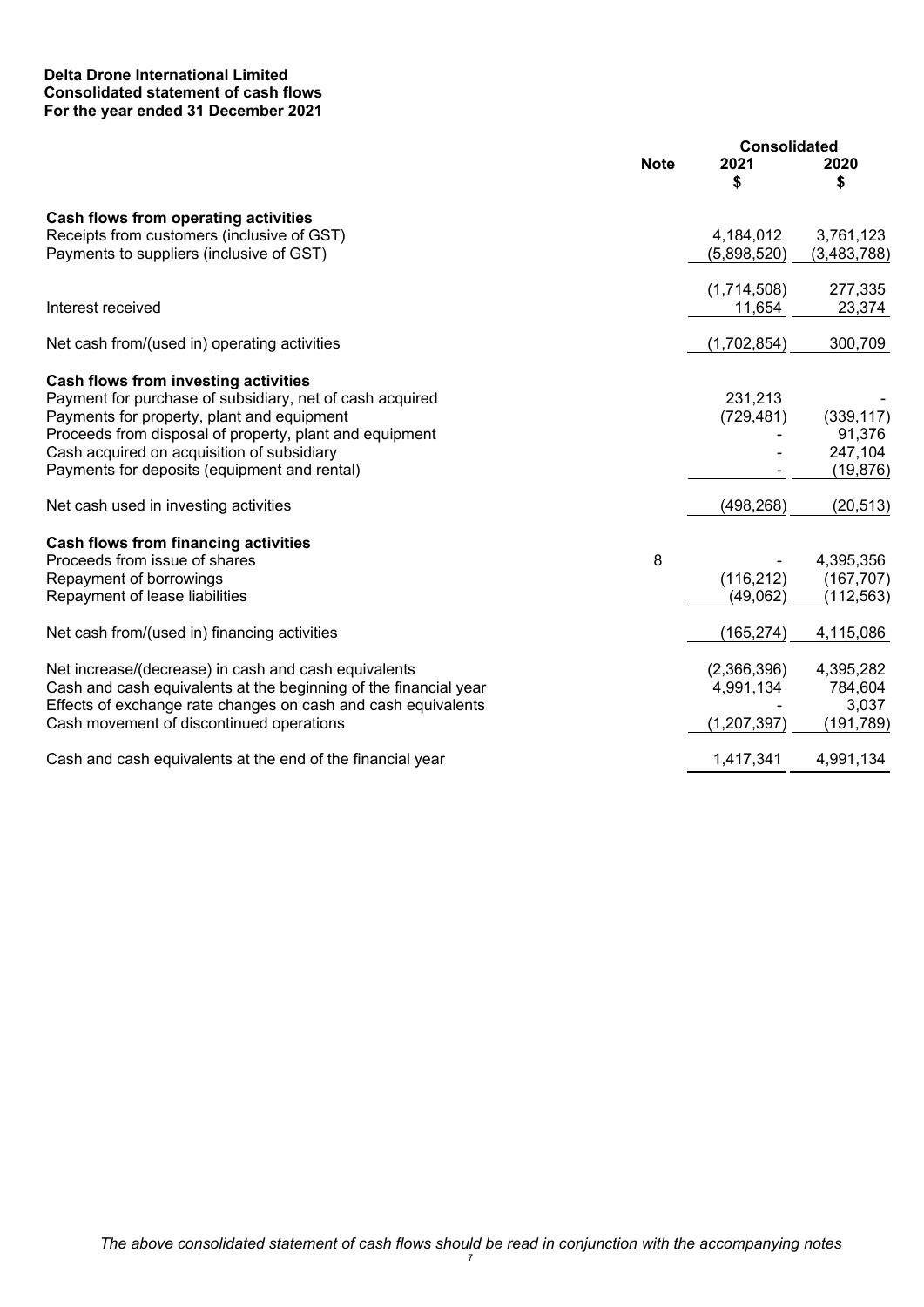**Delta Drone International Limited**
**Consolidated statement of cash flows**
**For the year ended 31 December 2021**

| | Note | Consolidated 2021 $ | Consolidated 2020 $ |
|---|---|---|---|
| **Cash flows from operating activities** | | | |
| Receipts from customers (inclusive of GST) | | 4,184,012 | 3,761,123 |
| Payments to suppliers (inclusive of GST) | | (5,898,520) | (3,483,788) |
| | | (1,714,508) | 277,335 |
| Interest received | | 11,654 | 23,374 |
| Net cash from/(used in) operating activities | | (1,702,854) | 300,709 |
| **Cash flows from investing activities** | | | |
| Payment for purchase of subsidiary, net of cash acquired | | 231,213 | - |
| Payments for property, plant and equipment | | (729,481) | (339,117) |
| Proceeds from disposal of property, plant and equipment | | - | 91,376 |
| Cash acquired on acquisition of subsidiary | | - | 247,104 |
| Payments for deposits (equipment and rental) | | - | (19,876) |
| Net cash used in investing activities | | (498,268) | (20,513) |
| **Cash flows from financing activities** | | | |
| Proceeds from issue of shares | 8 | - | 4,395,356 |
| Repayment of borrowings | | (116,212) | (167,707) |
| Repayment of lease liabilities | | (49,062) | (112,563) |
| Net cash from/(used in) financing activities | | (165,274) | 4,115,086 |
| Net increase/(decrease) in cash and cash equivalents | | (2,366,396) | 4,395,282 |
| Cash and cash equivalents at the beginning of the financial year | | 4,991,134 | 784,604 |
| Effects of exchange rate changes on cash and cash equivalents | | - | 3,037 |
| Cash movement of discontinued operations | | (1,207,397) | (191,789) |
| Cash and cash equivalents at the end of the financial year | | 1,417,341 | 4,991,134 |

*The above consolidated statement of cash flows should be read in conjunction with the accompanying notes*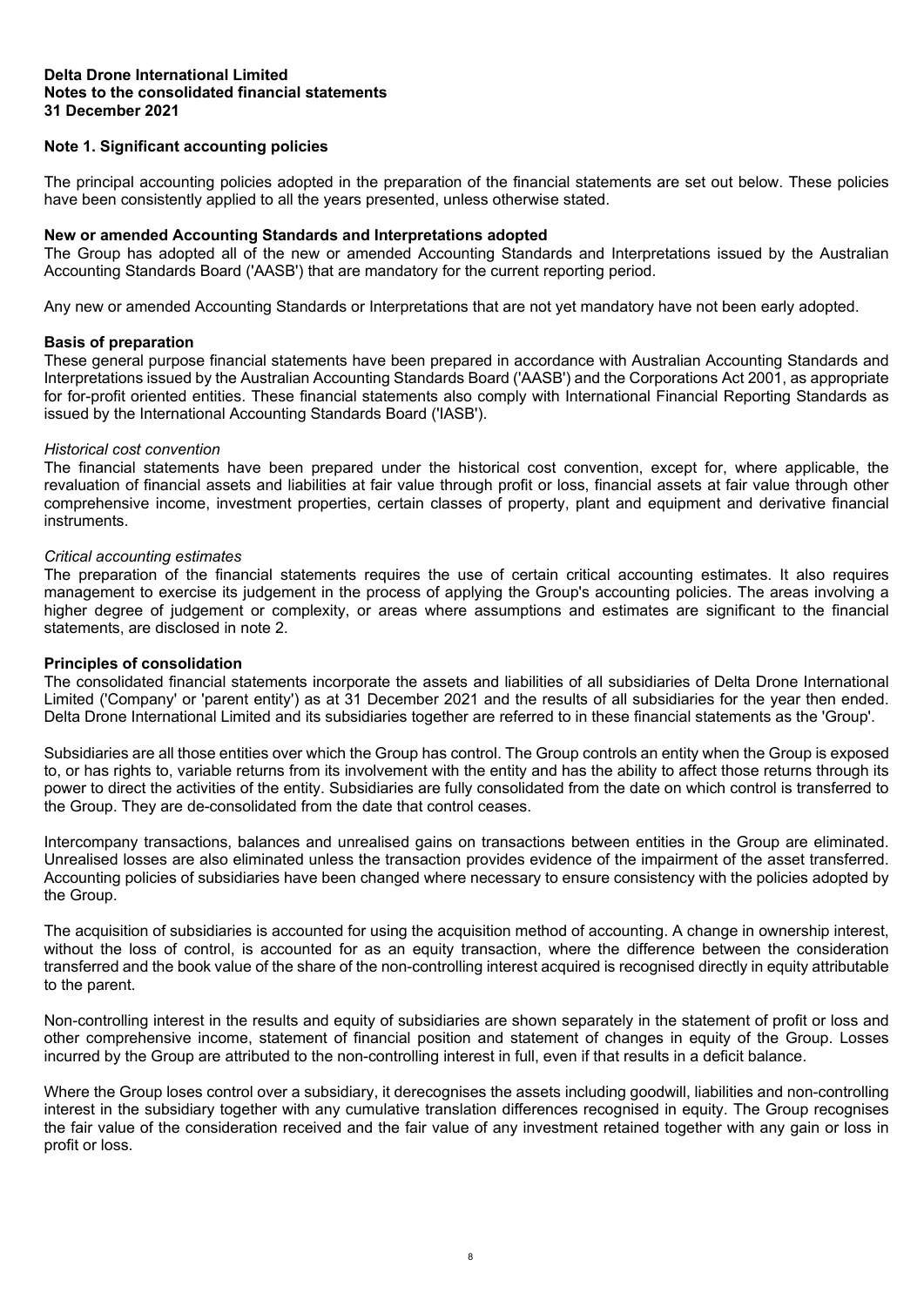**Delta Drone International Limited**
**Notes to the consolidated financial statements**
**31 December 2021**

## Note 1. Significant accounting policies

The principal accounting policies adopted in the preparation of the financial statements are set out below. These policies have been consistently applied to all the years presented, unless otherwise stated.

### New or amended Accounting Standards and Interpretations adopted

The Group has adopted all of the new or amended Accounting Standards and Interpretations issued by the Australian Accounting Standards Board ('AASB') that are mandatory for the current reporting period.

Any new or amended Accounting Standards or Interpretations that are not yet mandatory have not been early adopted.

### Basis of preparation

These general purpose financial statements have been prepared in accordance with Australian Accounting Standards and Interpretations issued by the Australian Accounting Standards Board ('AASB') and the Corporations Act 2001, as appropriate for for-profit oriented entities. These financial statements also comply with International Financial Reporting Standards as issued by the International Accounting Standards Board ('IASB').

*Historical cost convention*

The financial statements have been prepared under the historical cost convention, except for, where applicable, the revaluation of financial assets and liabilities at fair value through profit or loss, financial assets at fair value through other comprehensive income, investment properties, certain classes of property, plant and equipment and derivative financial instruments.

*Critical accounting estimates*

The preparation of the financial statements requires the use of certain critical accounting estimates. It also requires management to exercise its judgement in the process of applying the Group's accounting policies. The areas involving a higher degree of judgement or complexity, or areas where assumptions and estimates are significant to the financial statements, are disclosed in note 2.

### Principles of consolidation

The consolidated financial statements incorporate the assets and liabilities of all subsidiaries of Delta Drone International Limited ('Company' or 'parent entity') as at 31 December 2021 and the results of all subsidiaries for the year then ended. Delta Drone International Limited and its subsidiaries together are referred to in these financial statements as the 'Group'.

Subsidiaries are all those entities over which the Group has control. The Group controls an entity when the Group is exposed to, or has rights to, variable returns from its involvement with the entity and has the ability to affect those returns through its power to direct the activities of the entity. Subsidiaries are fully consolidated from the date on which control is transferred to the Group. They are de-consolidated from the date that control ceases.

Intercompany transactions, balances and unrealised gains on transactions between entities in the Group are eliminated. Unrealised losses are also eliminated unless the transaction provides evidence of the impairment of the asset transferred. Accounting policies of subsidiaries have been changed where necessary to ensure consistency with the policies adopted by the Group.

The acquisition of subsidiaries is accounted for using the acquisition method of accounting. A change in ownership interest, without the loss of control, is accounted for as an equity transaction, where the difference between the consideration transferred and the book value of the share of the non-controlling interest acquired is recognised directly in equity attributable to the parent.

Non-controlling interest in the results and equity of subsidiaries are shown separately in the statement of profit or loss and other comprehensive income, statement of financial position and statement of changes in equity of the Group. Losses incurred by the Group are attributed to the non-controlling interest in full, even if that results in a deficit balance.

Where the Group loses control over a subsidiary, it derecognises the assets including goodwill, liabilities and non-controlling interest in the subsidiary together with any cumulative translation differences recognised in equity. The Group recognises the fair value of the consideration received and the fair value of any investment retained together with any gain or loss in profit or loss.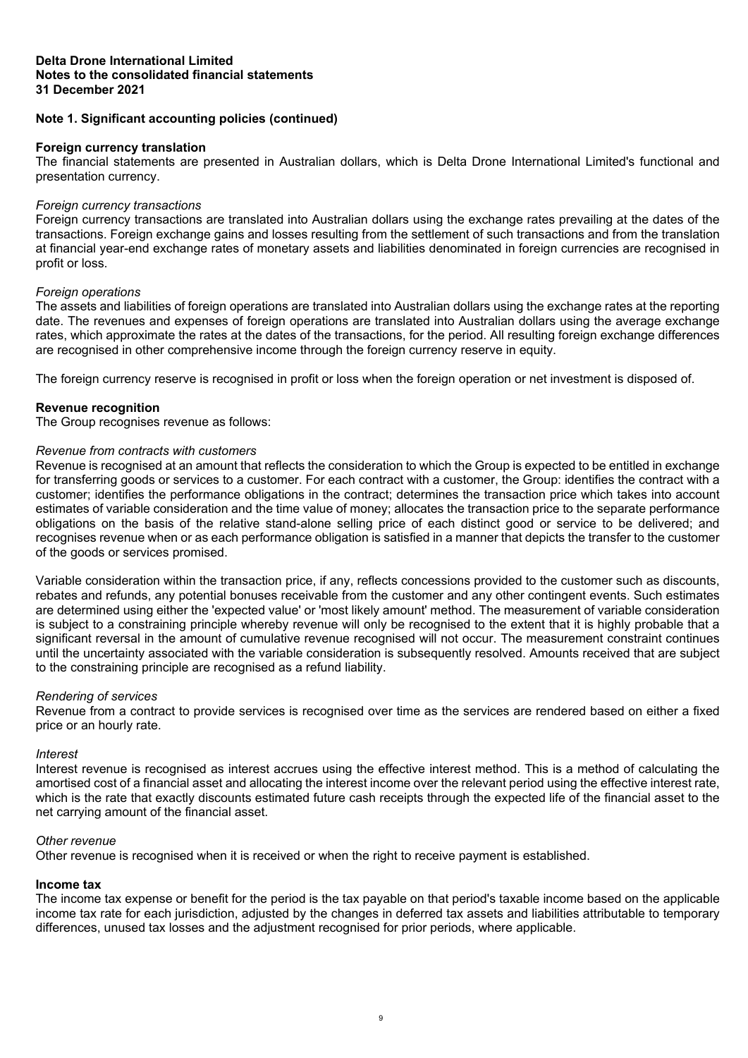**Delta Drone International Limited**
**Notes to the consolidated financial statements**
**31 December 2021**

## Note 1. Significant accounting policies (continued)

### Foreign currency translation

The financial statements are presented in Australian dollars, which is Delta Drone International Limited's functional and presentation currency.

*Foreign currency transactions*

Foreign currency transactions are translated into Australian dollars using the exchange rates prevailing at the dates of the transactions. Foreign exchange gains and losses resulting from the settlement of such transactions and from the translation at financial year-end exchange rates of monetary assets and liabilities denominated in foreign currencies are recognised in profit or loss.

*Foreign operations*

The assets and liabilities of foreign operations are translated into Australian dollars using the exchange rates at the reporting date. The revenues and expenses of foreign operations are translated into Australian dollars using the average exchange rates, which approximate the rates at the dates of the transactions, for the period. All resulting foreign exchange differences are recognised in other comprehensive income through the foreign currency reserve in equity.

The foreign currency reserve is recognised in profit or loss when the foreign operation or net investment is disposed of.

### Revenue recognition

The Group recognises revenue as follows:

*Revenue from contracts with customers*

Revenue is recognised at an amount that reflects the consideration to which the Group is expected to be entitled in exchange for transferring goods or services to a customer. For each contract with a customer, the Group: identifies the contract with a customer; identifies the performance obligations in the contract; determines the transaction price which takes into account estimates of variable consideration and the time value of money; allocates the transaction price to the separate performance obligations on the basis of the relative stand-alone selling price of each distinct good or service to be delivered; and recognises revenue when or as each performance obligation is satisfied in a manner that depicts the transfer to the customer of the goods or services promised.

Variable consideration within the transaction price, if any, reflects concessions provided to the customer such as discounts, rebates and refunds, any potential bonuses receivable from the customer and any other contingent events. Such estimates are determined using either the 'expected value' or 'most likely amount' method. The measurement of variable consideration is subject to a constraining principle whereby revenue will only be recognised to the extent that it is highly probable that a significant reversal in the amount of cumulative revenue recognised will not occur. The measurement constraint continues until the uncertainty associated with the variable consideration is subsequently resolved. Amounts received that are subject to the constraining principle are recognised as a refund liability.

*Rendering of services*

Revenue from a contract to provide services is recognised over time as the services are rendered based on either a fixed price or an hourly rate.

*Interest*

Interest revenue is recognised as interest accrues using the effective interest method. This is a method of calculating the amortised cost of a financial asset and allocating the interest income over the relevant period using the effective interest rate, which is the rate that exactly discounts estimated future cash receipts through the expected life of the financial asset to the net carrying amount of the financial asset.

*Other revenue*

Other revenue is recognised when it is received or when the right to receive payment is established.

### Income tax

The income tax expense or benefit for the period is the tax payable on that period's taxable income based on the applicable income tax rate for each jurisdiction, adjusted by the changes in deferred tax assets and liabilities attributable to temporary differences, unused tax losses and the adjustment recognised for prior periods, where applicable.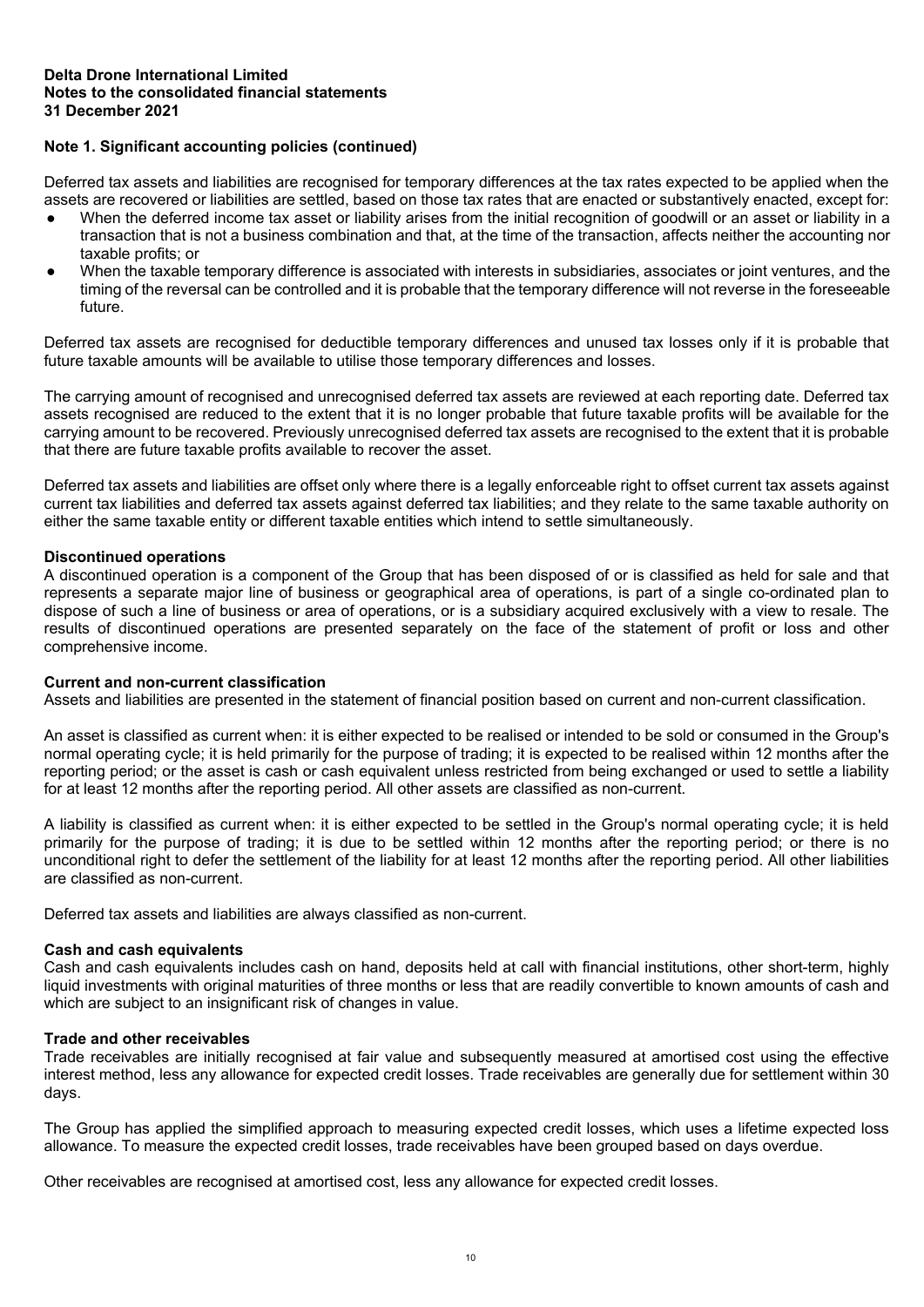## Note 1. Significant accounting policies (continued)

Deferred tax assets and liabilities are recognised for temporary differences at the tax rates expected to be applied when the assets are recovered or liabilities are settled, based on those tax rates that are enacted or substantively enacted, except for:

- When the deferred income tax asset or liability arises from the initial recognition of goodwill or an asset or liability in a transaction that is not a business combination and that, at the time of the transaction, affects neither the accounting nor taxable profits; or
- When the taxable temporary difference is associated with interests in subsidiaries, associates or joint ventures, and the timing of the reversal can be controlled and it is probable that the temporary difference will not reverse in the foreseeable future.

Deferred tax assets are recognised for deductible temporary differences and unused tax losses only if it is probable that future taxable amounts will be available to utilise those temporary differences and losses.

The carrying amount of recognised and unrecognised deferred tax assets are reviewed at each reporting date. Deferred tax assets recognised are reduced to the extent that it is no longer probable that future taxable profits will be available for the carrying amount to be recovered. Previously unrecognised deferred tax assets are recognised to the extent that it is probable that there are future taxable profits available to recover the asset.

Deferred tax assets and liabilities are offset only where there is a legally enforceable right to offset current tax assets against current tax liabilities and deferred tax assets against deferred tax liabilities; and they relate to the same taxable authority on either the same taxable entity or different taxable entities which intend to settle simultaneously.

**Discontinued operations**

A discontinued operation is a component of the Group that has been disposed of or is classified as held for sale and that represents a separate major line of business or geographical area of operations, is part of a single co-ordinated plan to dispose of such a line of business or area of operations, or is a subsidiary acquired exclusively with a view to resale. The results of discontinued operations are presented separately on the face of the statement of profit or loss and other comprehensive income.

**Current and non-current classification**

Assets and liabilities are presented in the statement of financial position based on current and non-current classification.

An asset is classified as current when: it is either expected to be realised or intended to be sold or consumed in the Group's normal operating cycle; it is held primarily for the purpose of trading; it is expected to be realised within 12 months after the reporting period; or the asset is cash or cash equivalent unless restricted from being exchanged or used to settle a liability for at least 12 months after the reporting period. All other assets are classified as non-current.

A liability is classified as current when: it is either expected to be settled in the Group's normal operating cycle; it is held primarily for the purpose of trading; it is due to be settled within 12 months after the reporting period; or there is no unconditional right to defer the settlement of the liability for at least 12 months after the reporting period. All other liabilities are classified as non-current.

Deferred tax assets and liabilities are always classified as non-current.

**Cash and cash equivalents**

Cash and cash equivalents includes cash on hand, deposits held at call with financial institutions, other short-term, highly liquid investments with original maturities of three months or less that are readily convertible to known amounts of cash and which are subject to an insignificant risk of changes in value.

**Trade and other receivables**

Trade receivables are initially recognised at fair value and subsequently measured at amortised cost using the effective interest method, less any allowance for expected credit losses. Trade receivables are generally due for settlement within 30 days.

The Group has applied the simplified approach to measuring expected credit losses, which uses a lifetime expected loss allowance. To measure the expected credit losses, trade receivables have been grouped based on days overdue.

Other receivables are recognised at amortised cost, less any allowance for expected credit losses.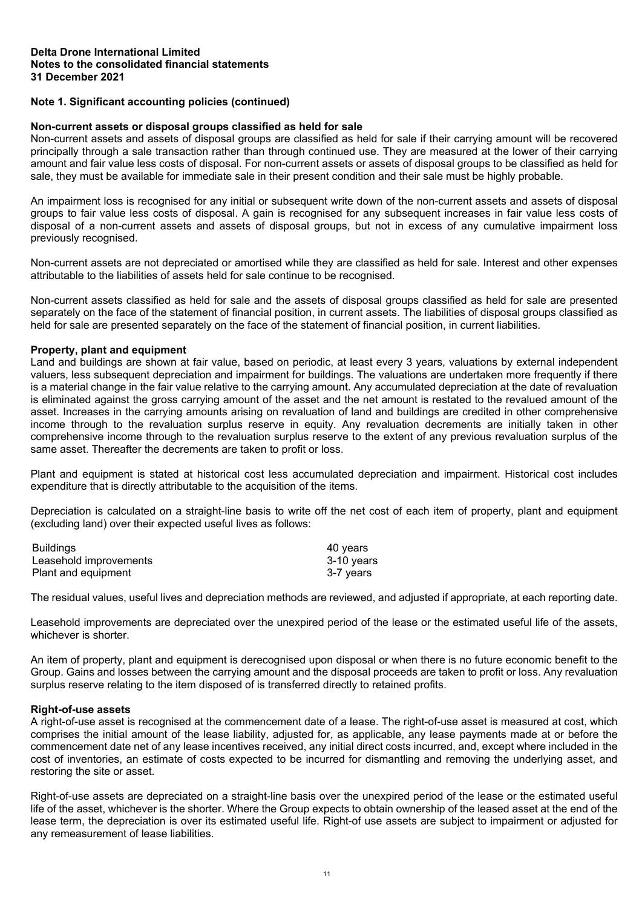**Delta Drone International Limited**
**Notes to the consolidated financial statements**
**31 December 2021**

**Note 1. Significant accounting policies (continued)**

**Non-current assets or disposal groups classified as held for sale**
Non-current assets and assets of disposal groups are classified as held for sale if their carrying amount will be recovered principally through a sale transaction rather than through continued use. They are measured at the lower of their carrying amount and fair value less costs of disposal. For non-current assets or assets of disposal groups to be classified as held for sale, they must be available for immediate sale in their present condition and their sale must be highly probable.

An impairment loss is recognised for any initial or subsequent write down of the non-current assets and assets of disposal groups to fair value less costs of disposal. A gain is recognised for any subsequent increases in fair value less costs of disposal of a non-current assets and assets of disposal groups, but not in excess of any cumulative impairment loss previously recognised.

Non-current assets are not depreciated or amortised while they are classified as held for sale. Interest and other expenses attributable to the liabilities of assets held for sale continue to be recognised.

Non-current assets classified as held for sale and the assets of disposal groups classified as held for sale are presented separately on the face of the statement of financial position, in current assets. The liabilities of disposal groups classified as held for sale are presented separately on the face of the statement of financial position, in current liabilities.

**Property, plant and equipment**
Land and buildings are shown at fair value, based on periodic, at least every 3 years, valuations by external independent valuers, less subsequent depreciation and impairment for buildings. The valuations are undertaken more frequently if there is a material change in the fair value relative to the carrying amount. Any accumulated depreciation at the date of revaluation is eliminated against the gross carrying amount of the asset and the net amount is restated to the revalued amount of the asset. Increases in the carrying amounts arising on revaluation of land and buildings are credited in other comprehensive income through to the revaluation surplus reserve in equity. Any revaluation decrements are initially taken in other comprehensive income through to the revaluation surplus reserve to the extent of any previous revaluation surplus of the same asset. Thereafter the decrements are taken to profit or loss.

Plant and equipment is stated at historical cost less accumulated depreciation and impairment. Historical cost includes expenditure that is directly attributable to the acquisition of the items.

Depreciation is calculated on a straight-line basis to write off the net cost of each item of property, plant and equipment (excluding land) over their expected useful lives as follows:

| | |
|---|---|
| Buildings | 40 years |
| Leasehold improvements | 3-10 years |
| Plant and equipment | 3-7 years |

The residual values, useful lives and depreciation methods are reviewed, and adjusted if appropriate, at each reporting date.

Leasehold improvements are depreciated over the unexpired period of the lease or the estimated useful life of the assets, whichever is shorter.

An item of property, plant and equipment is derecognised upon disposal or when there is no future economic benefit to the Group. Gains and losses between the carrying amount and the disposal proceeds are taken to profit or loss. Any revaluation surplus reserve relating to the item disposed of is transferred directly to retained profits.

**Right-of-use assets**
A right-of-use asset is recognised at the commencement date of a lease. The right-of-use asset is measured at cost, which comprises the initial amount of the lease liability, adjusted for, as applicable, any lease payments made at or before the commencement date net of any lease incentives received, any initial direct costs incurred, and, except where included in the cost of inventories, an estimate of costs expected to be incurred for dismantling and removing the underlying asset, and restoring the site or asset.

Right-of-use assets are depreciated on a straight-line basis over the unexpired period of the lease or the estimated useful life of the asset, whichever is the shorter. Where the Group expects to obtain ownership of the leased asset at the end of the lease term, the depreciation is over its estimated useful life. Right-of use assets are subject to impairment or adjusted for any remeasurement of lease liabilities.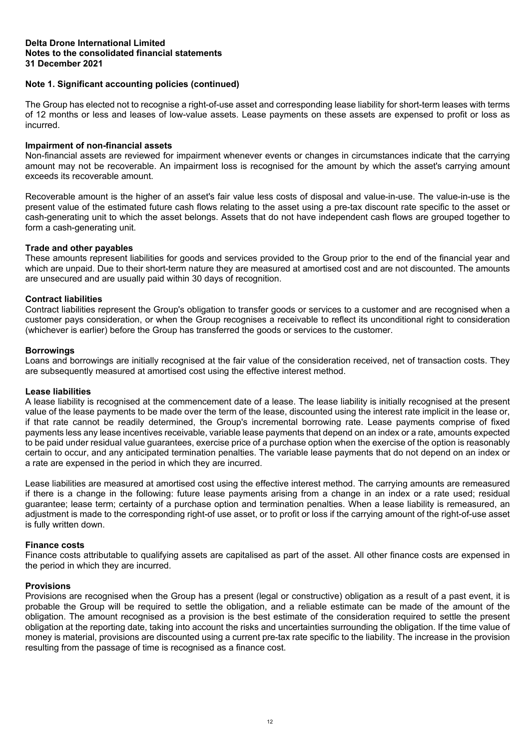**Delta Drone International Limited**
**Notes to the consolidated financial statements**
**31 December 2021**

## Note 1. Significant accounting policies (continued)

The Group has elected not to recognise a right-of-use asset and corresponding lease liability for short-term leases with terms of 12 months or less and leases of low-value assets. Lease payments on these assets are expensed to profit or loss as incurred.

### Impairment of non-financial assets

Non-financial assets are reviewed for impairment whenever events or changes in circumstances indicate that the carrying amount may not be recoverable. An impairment loss is recognised for the amount by which the asset's carrying amount exceeds its recoverable amount.

Recoverable amount is the higher of an asset's fair value less costs of disposal and value-in-use. The value-in-use is the present value of the estimated future cash flows relating to the asset using a pre-tax discount rate specific to the asset or cash-generating unit to which the asset belongs. Assets that do not have independent cash flows are grouped together to form a cash-generating unit.

### Trade and other payables

These amounts represent liabilities for goods and services provided to the Group prior to the end of the financial year and which are unpaid. Due to their short-term nature they are measured at amortised cost and are not discounted. The amounts are unsecured and are usually paid within 30 days of recognition.

### Contract liabilities

Contract liabilities represent the Group's obligation to transfer goods or services to a customer and are recognised when a customer pays consideration, or when the Group recognises a receivable to reflect its unconditional right to consideration (whichever is earlier) before the Group has transferred the goods or services to the customer.

### Borrowings

Loans and borrowings are initially recognised at the fair value of the consideration received, net of transaction costs. They are subsequently measured at amortised cost using the effective interest method.

### Lease liabilities

A lease liability is recognised at the commencement date of a lease. The lease liability is initially recognised at the present value of the lease payments to be made over the term of the lease, discounted using the interest rate implicit in the lease or, if that rate cannot be readily determined, the Group's incremental borrowing rate. Lease payments comprise of fixed payments less any lease incentives receivable, variable lease payments that depend on an index or a rate, amounts expected to be paid under residual value guarantees, exercise price of a purchase option when the exercise of the option is reasonably certain to occur, and any anticipated termination penalties. The variable lease payments that do not depend on an index or a rate are expensed in the period in which they are incurred.

Lease liabilities are measured at amortised cost using the effective interest method. The carrying amounts are remeasured if there is a change in the following: future lease payments arising from a change in an index or a rate used; residual guarantee; lease term; certainty of a purchase option and termination penalties. When a lease liability is remeasured, an adjustment is made to the corresponding right-of use asset, or to profit or loss if the carrying amount of the right-of-use asset is fully written down.

### Finance costs

Finance costs attributable to qualifying assets are capitalised as part of the asset. All other finance costs are expensed in the period in which they are incurred.

### Provisions

Provisions are recognised when the Group has a present (legal or constructive) obligation as a result of a past event, it is probable the Group will be required to settle the obligation, and a reliable estimate can be made of the amount of the obligation. The amount recognised as a provision is the best estimate of the consideration required to settle the present obligation at the reporting date, taking into account the risks and uncertainties surrounding the obligation. If the time value of money is material, provisions are discounted using a current pre-tax rate specific to the liability. The increase in the provision resulting from the passage of time is recognised as a finance cost.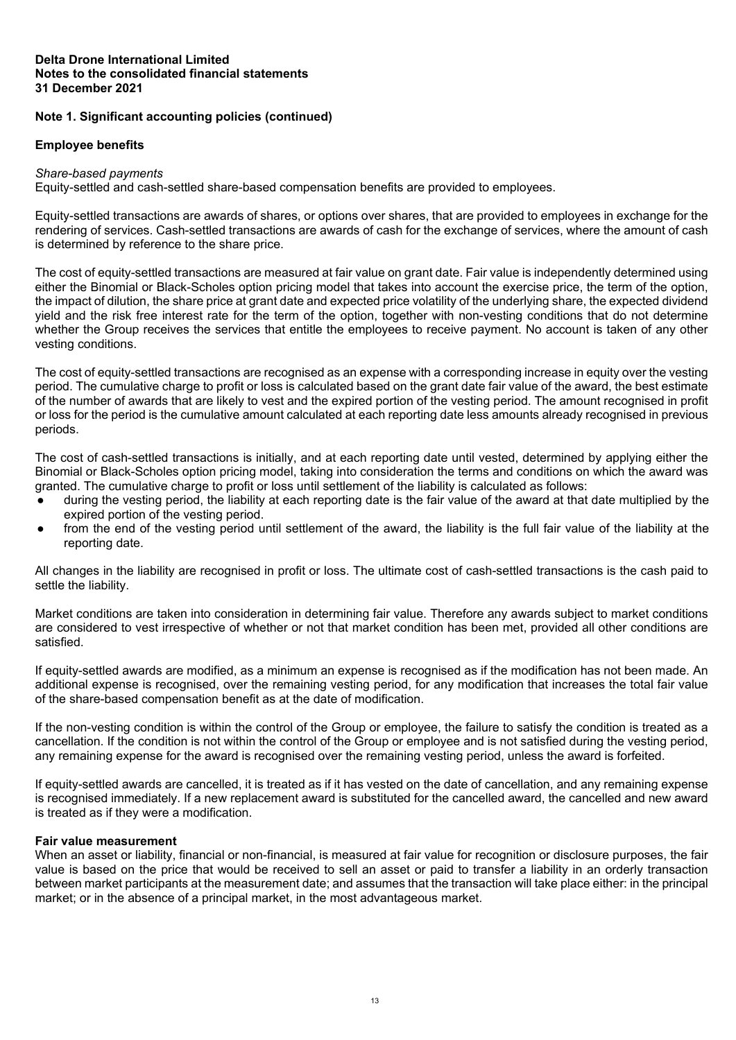**Delta Drone International Limited**
**Notes to the consolidated financial statements**
**31 December 2021**

## Note 1. Significant accounting policies (continued)

### Employee benefits

*Share-based payments*
Equity-settled and cash-settled share-based compensation benefits are provided to employees.

Equity-settled transactions are awards of shares, or options over shares, that are provided to employees in exchange for the rendering of services. Cash-settled transactions are awards of cash for the exchange of services, where the amount of cash is determined by reference to the share price.

The cost of equity-settled transactions are measured at fair value on grant date. Fair value is independently determined using either the Binomial or Black-Scholes option pricing model that takes into account the exercise price, the term of the option, the impact of dilution, the share price at grant date and expected price volatility of the underlying share, the expected dividend yield and the risk free interest rate for the term of the option, together with non-vesting conditions that do not determine whether the Group receives the services that entitle the employees to receive payment. No account is taken of any other vesting conditions.

The cost of equity-settled transactions are recognised as an expense with a corresponding increase in equity over the vesting period. The cumulative charge to profit or loss is calculated based on the grant date fair value of the award, the best estimate of the number of awards that are likely to vest and the expired portion of the vesting period. The amount recognised in profit or loss for the period is the cumulative amount calculated at each reporting date less amounts already recognised in previous periods.

The cost of cash-settled transactions is initially, and at each reporting date until vested, determined by applying either the Binomial or Black-Scholes option pricing model, taking into consideration the terms and conditions on which the award was granted. The cumulative charge to profit or loss until settlement of the liability is calculated as follows:

- during the vesting period, the liability at each reporting date is the fair value of the award at that date multiplied by the expired portion of the vesting period.
- from the end of the vesting period until settlement of the award, the liability is the full fair value of the liability at the reporting date.

All changes in the liability are recognised in profit or loss. The ultimate cost of cash-settled transactions is the cash paid to settle the liability.

Market conditions are taken into consideration in determining fair value. Therefore any awards subject to market conditions are considered to vest irrespective of whether or not that market condition has been met, provided all other conditions are satisfied.

If equity-settled awards are modified, as a minimum an expense is recognised as if the modification has not been made. An additional expense is recognised, over the remaining vesting period, for any modification that increases the total fair value of the share-based compensation benefit as at the date of modification.

If the non-vesting condition is within the control of the Group or employee, the failure to satisfy the condition is treated as a cancellation. If the condition is not within the control of the Group or employee and is not satisfied during the vesting period, any remaining expense for the award is recognised over the remaining vesting period, unless the award is forfeited.

If equity-settled awards are cancelled, it is treated as if it has vested on the date of cancellation, and any remaining expense is recognised immediately. If a new replacement award is substituted for the cancelled award, the cancelled and new award is treated as if they were a modification.

### Fair value measurement

When an asset or liability, financial or non-financial, is measured at fair value for recognition or disclosure purposes, the fair value is based on the price that would be received to sell an asset or paid to transfer a liability in an orderly transaction between market participants at the measurement date; and assumes that the transaction will take place either: in the principal market; or in the absence of a principal market, in the most advantageous market.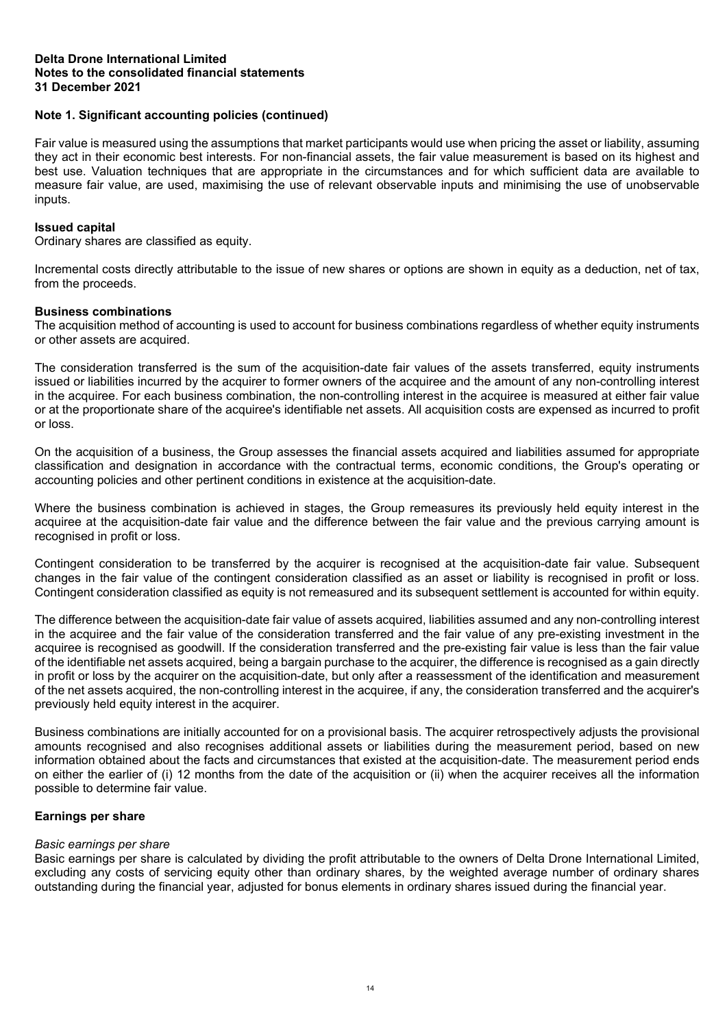**Delta Drone International Limited**
**Notes to the consolidated financial statements**
**31 December 2021**

**Note 1. Significant accounting policies (continued)**

Fair value is measured using the assumptions that market participants would use when pricing the asset or liability, assuming they act in their economic best interests. For non-financial assets, the fair value measurement is based on its highest and best use. Valuation techniques that are appropriate in the circumstances and for which sufficient data are available to measure fair value, are used, maximising the use of relevant observable inputs and minimising the use of unobservable inputs.

**Issued capital**

Ordinary shares are classified as equity.

Incremental costs directly attributable to the issue of new shares or options are shown in equity as a deduction, net of tax, from the proceeds.

**Business combinations**

The acquisition method of accounting is used to account for business combinations regardless of whether equity instruments or other assets are acquired.

The consideration transferred is the sum of the acquisition-date fair values of the assets transferred, equity instruments issued or liabilities incurred by the acquirer to former owners of the acquiree and the amount of any non-controlling interest in the acquiree. For each business combination, the non-controlling interest in the acquiree is measured at either fair value or at the proportionate share of the acquiree's identifiable net assets. All acquisition costs are expensed as incurred to profit or loss.

On the acquisition of a business, the Group assesses the financial assets acquired and liabilities assumed for appropriate classification and designation in accordance with the contractual terms, economic conditions, the Group's operating or accounting policies and other pertinent conditions in existence at the acquisition-date.

Where the business combination is achieved in stages, the Group remeasures its previously held equity interest in the acquiree at the acquisition-date fair value and the difference between the fair value and the previous carrying amount is recognised in profit or loss.

Contingent consideration to be transferred by the acquirer is recognised at the acquisition-date fair value. Subsequent changes in the fair value of the contingent consideration classified as an asset or liability is recognised in profit or loss. Contingent consideration classified as equity is not remeasured and its subsequent settlement is accounted for within equity.

The difference between the acquisition-date fair value of assets acquired, liabilities assumed and any non-controlling interest in the acquiree and the fair value of the consideration transferred and the fair value of any pre-existing investment in the acquiree is recognised as goodwill. If the consideration transferred and the pre-existing fair value is less than the fair value of the identifiable net assets acquired, being a bargain purchase to the acquirer, the difference is recognised as a gain directly in profit or loss by the acquirer on the acquisition-date, but only after a reassessment of the identification and measurement of the net assets acquired, the non-controlling interest in the acquiree, if any, the consideration transferred and the acquirer's previously held equity interest in the acquirer.

Business combinations are initially accounted for on a provisional basis. The acquirer retrospectively adjusts the provisional amounts recognised and also recognises additional assets or liabilities during the measurement period, based on new information obtained about the facts and circumstances that existed at the acquisition-date. The measurement period ends on either the earlier of (i) 12 months from the date of the acquisition or (ii) when the acquirer receives all the information possible to determine fair value.

**Earnings per share**

*Basic earnings per share*

Basic earnings per share is calculated by dividing the profit attributable to the owners of Delta Drone International Limited, excluding any costs of servicing equity other than ordinary shares, by the weighted average number of ordinary shares outstanding during the financial year, adjusted for bonus elements in ordinary shares issued during the financial year.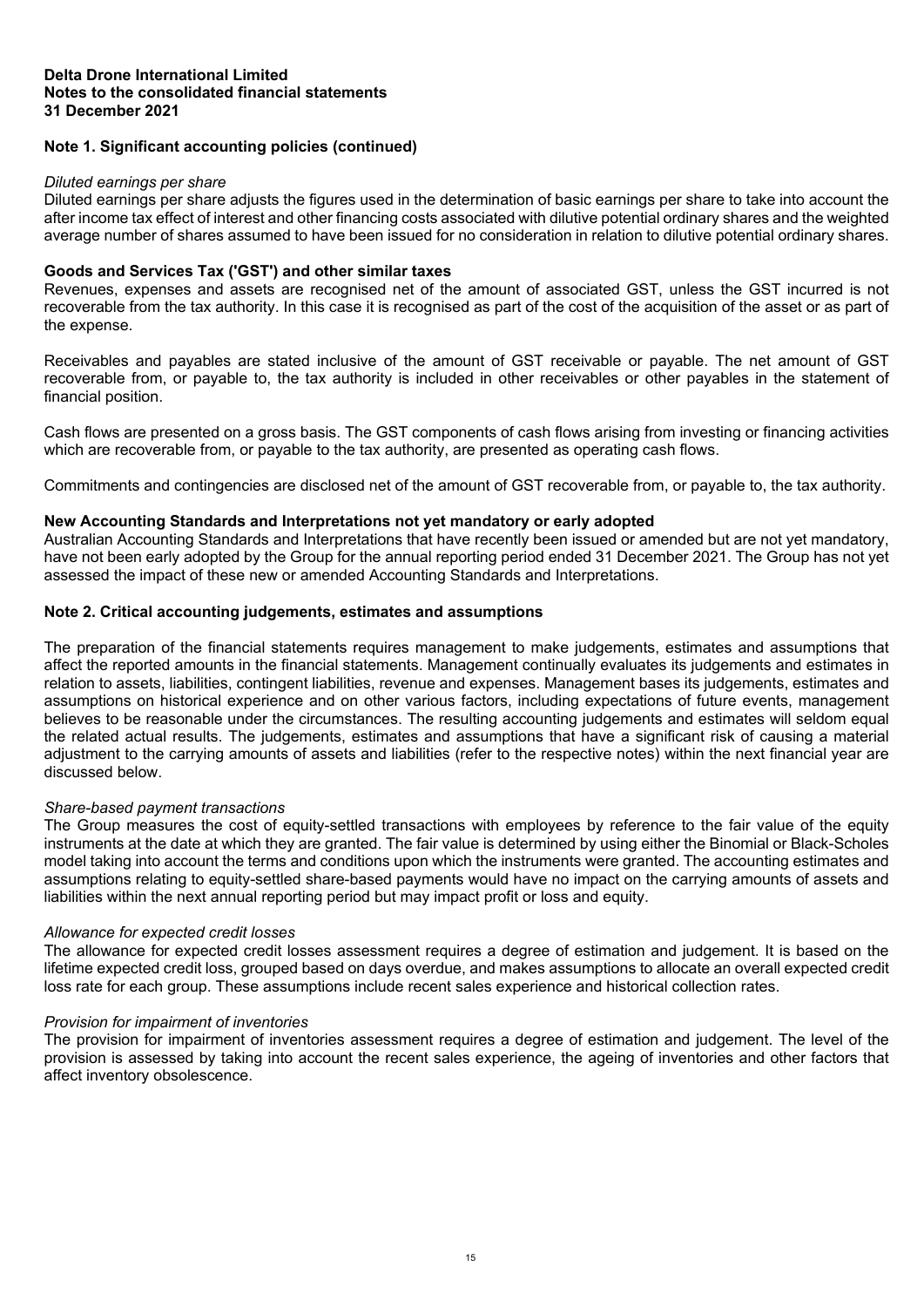**Delta Drone International Limited**
**Notes to the consolidated financial statements**
**31 December 2021**

## Note 1. Significant accounting policies (continued)

*Diluted earnings per share*

Diluted earnings per share adjusts the figures used in the determination of basic earnings per share to take into account the after income tax effect of interest and other financing costs associated with dilutive potential ordinary shares and the weighted average number of shares assumed to have been issued for no consideration in relation to dilutive potential ordinary shares.

### Goods and Services Tax ('GST') and other similar taxes

Revenues, expenses and assets are recognised net of the amount of associated GST, unless the GST incurred is not recoverable from the tax authority. In this case it is recognised as part of the cost of the acquisition of the asset or as part of the expense.

Receivables and payables are stated inclusive of the amount of GST receivable or payable. The net amount of GST recoverable from, or payable to, the tax authority is included in other receivables or other payables in the statement of financial position.

Cash flows are presented on a gross basis. The GST components of cash flows arising from investing or financing activities which are recoverable from, or payable to the tax authority, are presented as operating cash flows.

Commitments and contingencies are disclosed net of the amount of GST recoverable from, or payable to, the tax authority.

### New Accounting Standards and Interpretations not yet mandatory or early adopted

Australian Accounting Standards and Interpretations that have recently been issued or amended but are not yet mandatory, have not been early adopted by the Group for the annual reporting period ended 31 December 2021. The Group has not yet assessed the impact of these new or amended Accounting Standards and Interpretations.

## Note 2. Critical accounting judgements, estimates and assumptions

The preparation of the financial statements requires management to make judgements, estimates and assumptions that affect the reported amounts in the financial statements. Management continually evaluates its judgements and estimates in relation to assets, liabilities, contingent liabilities, revenue and expenses. Management bases its judgements, estimates and assumptions on historical experience and on other various factors, including expectations of future events, management believes to be reasonable under the circumstances. The resulting accounting judgements and estimates will seldom equal the related actual results. The judgements, estimates and assumptions that have a significant risk of causing a material adjustment to the carrying amounts of assets and liabilities (refer to the respective notes) within the next financial year are discussed below.

*Share-based payment transactions*

The Group measures the cost of equity-settled transactions with employees by reference to the fair value of the equity instruments at the date at which they are granted. The fair value is determined by using either the Binomial or Black-Scholes model taking into account the terms and conditions upon which the instruments were granted. The accounting estimates and assumptions relating to equity-settled share-based payments would have no impact on the carrying amounts of assets and liabilities within the next annual reporting period but may impact profit or loss and equity.

*Allowance for expected credit losses*

The allowance for expected credit losses assessment requires a degree of estimation and judgement. It is based on the lifetime expected credit loss, grouped based on days overdue, and makes assumptions to allocate an overall expected credit loss rate for each group. These assumptions include recent sales experience and historical collection rates.

*Provision for impairment of inventories*

The provision for impairment of inventories assessment requires a degree of estimation and judgement. The level of the provision is assessed by taking into account the recent sales experience, the ageing of inventories and other factors that affect inventory obsolescence.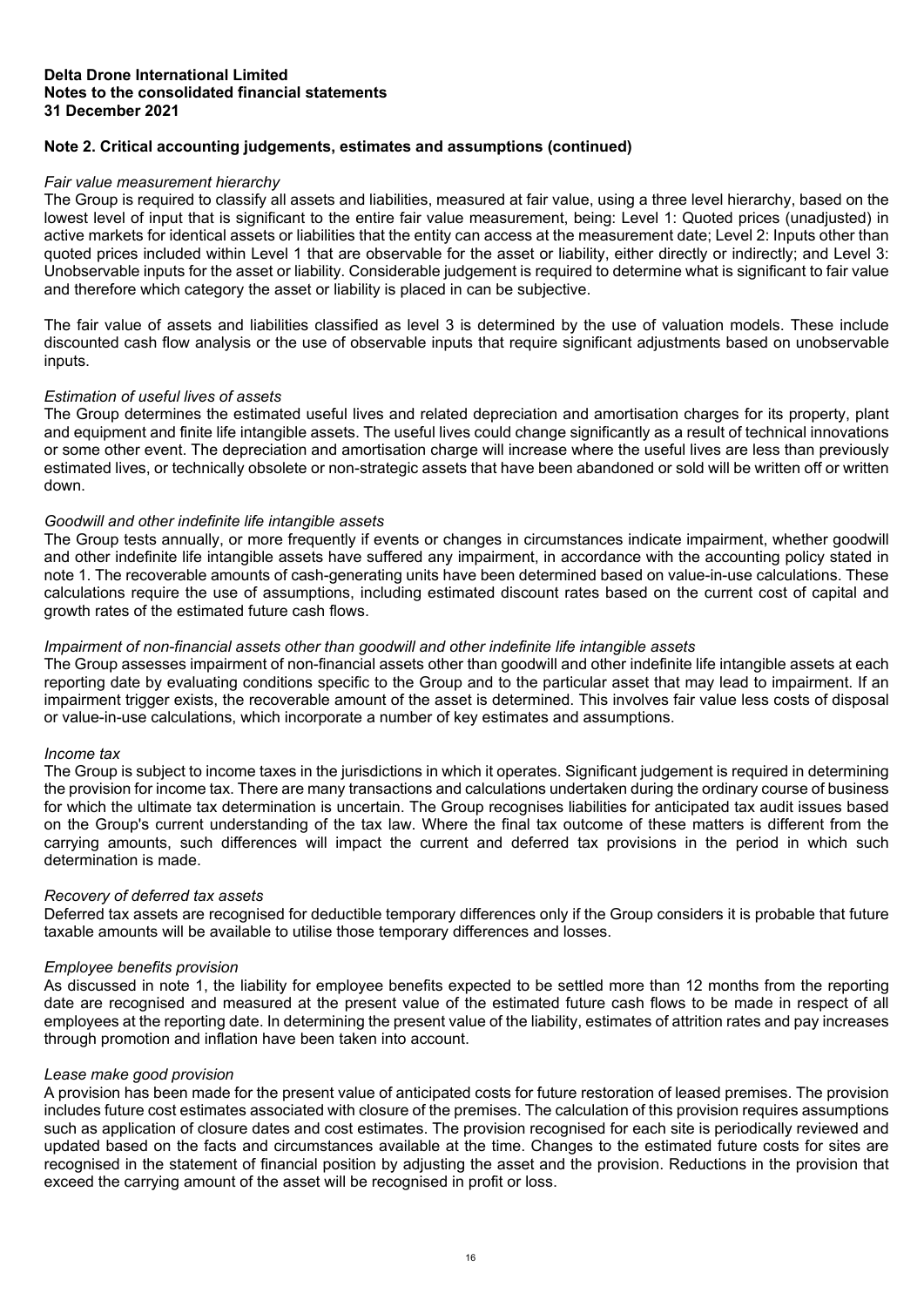**Delta Drone International Limited**
**Notes to the consolidated financial statements**
**31 December 2021**

## Note 2. Critical accounting judgements, estimates and assumptions (continued)

*Fair value measurement hierarchy*
The Group is required to classify all assets and liabilities, measured at fair value, using a three level hierarchy, based on the lowest level of input that is significant to the entire fair value measurement, being: Level 1: Quoted prices (unadjusted) in active markets for identical assets or liabilities that the entity can access at the measurement date; Level 2: Inputs other than quoted prices included within Level 1 that are observable for the asset or liability, either directly or indirectly; and Level 3: Unobservable inputs for the asset or liability. Considerable judgement is required to determine what is significant to fair value and therefore which category the asset or liability is placed in can be subjective.

The fair value of assets and liabilities classified as level 3 is determined by the use of valuation models. These include discounted cash flow analysis or the use of observable inputs that require significant adjustments based on unobservable inputs.

*Estimation of useful lives of assets*
The Group determines the estimated useful lives and related depreciation and amortisation charges for its property, plant and equipment and finite life intangible assets. The useful lives could change significantly as a result of technical innovations or some other event. The depreciation and amortisation charge will increase where the useful lives are less than previously estimated lives, or technically obsolete or non-strategic assets that have been abandoned or sold will be written off or written down.

*Goodwill and other indefinite life intangible assets*
The Group tests annually, or more frequently if events or changes in circumstances indicate impairment, whether goodwill and other indefinite life intangible assets have suffered any impairment, in accordance with the accounting policy stated in note 1. The recoverable amounts of cash-generating units have been determined based on value-in-use calculations. These calculations require the use of assumptions, including estimated discount rates based on the current cost of capital and growth rates of the estimated future cash flows.

*Impairment of non-financial assets other than goodwill and other indefinite life intangible assets*
The Group assesses impairment of non-financial assets other than goodwill and other indefinite life intangible assets at each reporting date by evaluating conditions specific to the Group and to the particular asset that may lead to impairment. If an impairment trigger exists, the recoverable amount of the asset is determined. This involves fair value less costs of disposal or value-in-use calculations, which incorporate a number of key estimates and assumptions.

*Income tax*
The Group is subject to income taxes in the jurisdictions in which it operates. Significant judgement is required in determining the provision for income tax. There are many transactions and calculations undertaken during the ordinary course of business for which the ultimate tax determination is uncertain. The Group recognises liabilities for anticipated tax audit issues based on the Group's current understanding of the tax law. Where the final tax outcome of these matters is different from the carrying amounts, such differences will impact the current and deferred tax provisions in the period in which such determination is made.

*Recovery of deferred tax assets*
Deferred tax assets are recognised for deductible temporary differences only if the Group considers it is probable that future taxable amounts will be available to utilise those temporary differences and losses.

*Employee benefits provision*
As discussed in note 1, the liability for employee benefits expected to be settled more than 12 months from the reporting date are recognised and measured at the present value of the estimated future cash flows to be made in respect of all employees at the reporting date. In determining the present value of the liability, estimates of attrition rates and pay increases through promotion and inflation have been taken into account.

*Lease make good provision*
A provision has been made for the present value of anticipated costs for future restoration of leased premises. The provision includes future cost estimates associated with closure of the premises. The calculation of this provision requires assumptions such as application of closure dates and cost estimates. The provision recognised for each site is periodically reviewed and updated based on the facts and circumstances available at the time. Changes to the estimated future costs for sites are recognised in the statement of financial position by adjusting the asset and the provision. Reductions in the provision that exceed the carrying amount of the asset will be recognised in profit or loss.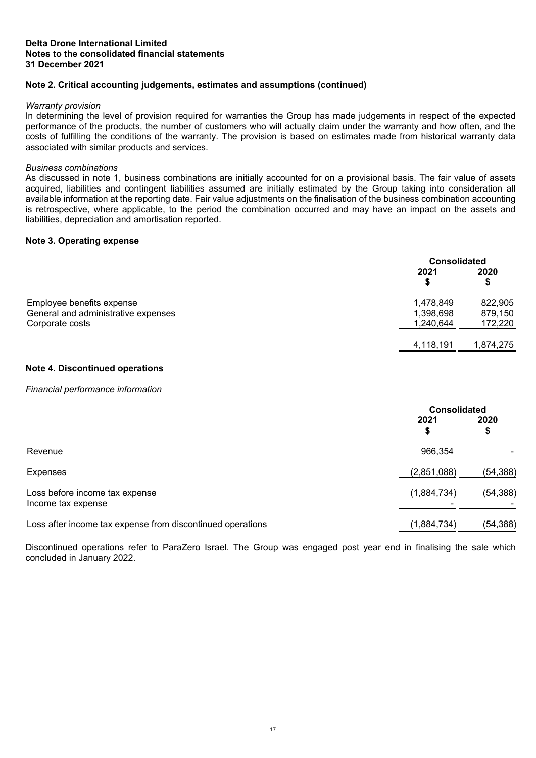**Delta Drone International Limited**
**Notes to the consolidated financial statements**
**31 December 2021**

## Note 2. Critical accounting judgements, estimates and assumptions (continued)

*Warranty provision*

In determining the level of provision required for warranties the Group has made judgements in respect of the expected performance of the products, the number of customers who will actually claim under the warranty and how often, and the costs of fulfilling the conditions of the warranty. The provision is based on estimates made from historical warranty data associated with similar products and services.

*Business combinations*

As discussed in note 1, business combinations are initially accounted for on a provisional basis. The fair value of assets acquired, liabilities and contingent liabilities assumed are initially estimated by the Group taking into consideration all available information at the reporting date. Fair value adjustments on the finalisation of the business combination accounting is retrospective, where applicable, to the period the combination occurred and may have an impact on the assets and liabilities, depreciation and amortisation reported.

## Note 3. Operating expense

| | Consolidated | |
|---|---|---|
| | 2021<br>$ | 2020<br>$ |
| Employee benefits expense | 1,478,849 | 822,905 |
| General and administrative expenses | 1,398,698 | 879,150 |
| Corporate costs | 1,240,644 | 172,220 |
| | 4,118,191 | 1,874,275 |

## Note 4. Discontinued operations

*Financial performance information*

| | Consolidated | |
|---|---|---|
| | 2021<br>$ | 2020<br>$ |
| Revenue | 966,354 | - |
| Expenses | (2,851,088) | (54,388) |
| Loss before income tax expense | (1,884,734) | (54,388) |
| Income tax expense | - | - |
| Loss after income tax expense from discontinued operations | (1,884,734) | (54,388) |

Discontinued operations refer to ParaZero Israel. The Group was engaged post year end in finalising the sale which concluded in January 2022.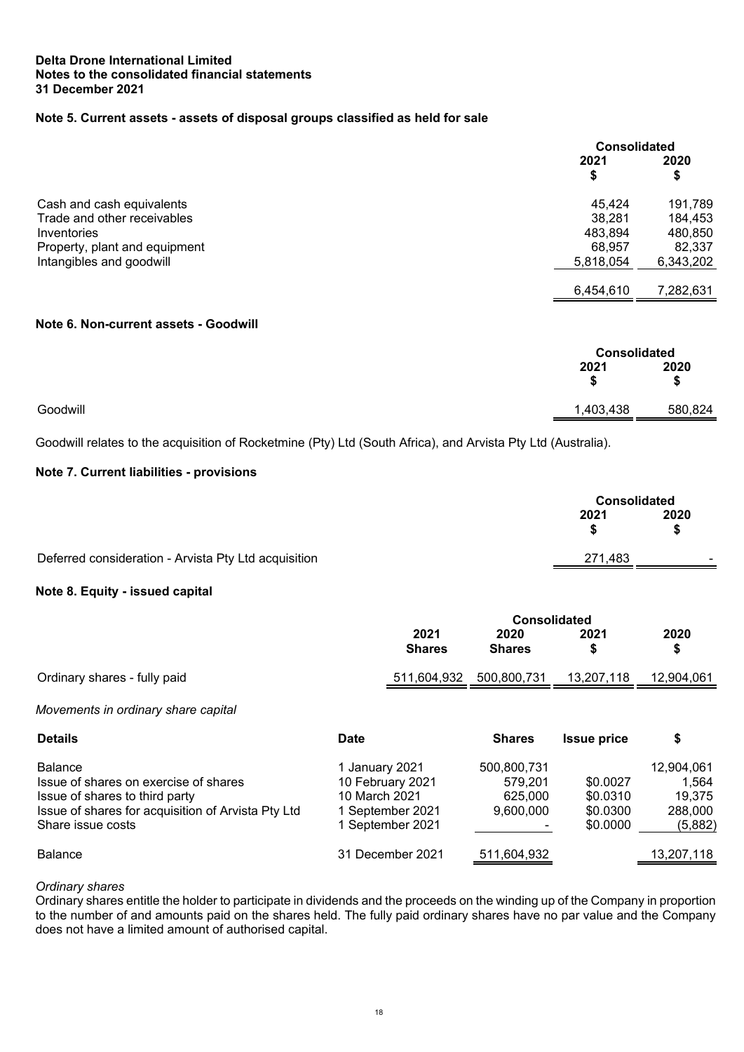**Delta Drone International Limited**
**Notes to the consolidated financial statements**
**31 December 2021**

## Note 5. Current assets - assets of disposal groups classified as held for sale

| | Consolidated | |
|---|---|---|
| | 2021<br>$ | 2020<br>$ |
| Cash and cash equivalents | 45,424 | 191,789 |
| Trade and other receivables | 38,281 | 184,453 |
| Inventories | 483,894 | 480,850 |
| Property, plant and equipment | 68,957 | 82,337 |
| Intangibles and goodwill | 5,818,054 | 6,343,202 |
| | 6,454,610 | 7,282,631 |

## Note 6. Non-current assets - Goodwill

| | Consolidated | |
|---|---|---|
| | 2021<br>$ | 2020<br>$ |
| Goodwill | 1,403,438 | 580,824 |

Goodwill relates to the acquisition of Rocketmine (Pty) Ltd (South Africa), and Arvista Pty Ltd (Australia).

## Note 7. Current liabilities - provisions

| | Consolidated | |
|---|---|---|
| | 2021<br>$ | 2020<br>$ |
| Deferred consideration - Arvista Pty Ltd acquisition | 271,483 | - |

## Note 8. Equity - issued capital

| | Consolidated | | | |
|---|---|---|---|---|
| | 2021<br>Shares | 2020<br>Shares | 2021<br>$ | 2020<br>$ |
| Ordinary shares - fully paid | 511,604,932 | 500,800,731 | 13,207,118 | 12,904,061 |

*Movements in ordinary share capital*

| Details | Date | Shares | Issue price | $ |
|---|---|---|---|---|
| Balance | 1 January 2021 | 500,800,731 | | 12,904,061 |
| Issue of shares on exercise of shares | 10 February 2021 | 579,201 | $0.0027 | 1,564 |
| Issue of shares to third party | 10 March 2021 | 625,000 | $0.0310 | 19,375 |
| Issue of shares for acquisition of Arvista Pty Ltd | 1 September 2021 | 9,600,000 | $0.0300 | 288,000 |
| Share issue costs | 1 September 2021 | - | $0.0000 | (5,882) |
| Balance | 31 December 2021 | 511,604,932 | | 13,207,118 |

*Ordinary shares*

Ordinary shares entitle the holder to participate in dividends and the proceeds on the winding up of the Company in proportion to the number of and amounts paid on the shares held. The fully paid ordinary shares have no par value and the Company does not have a limited amount of authorised capital.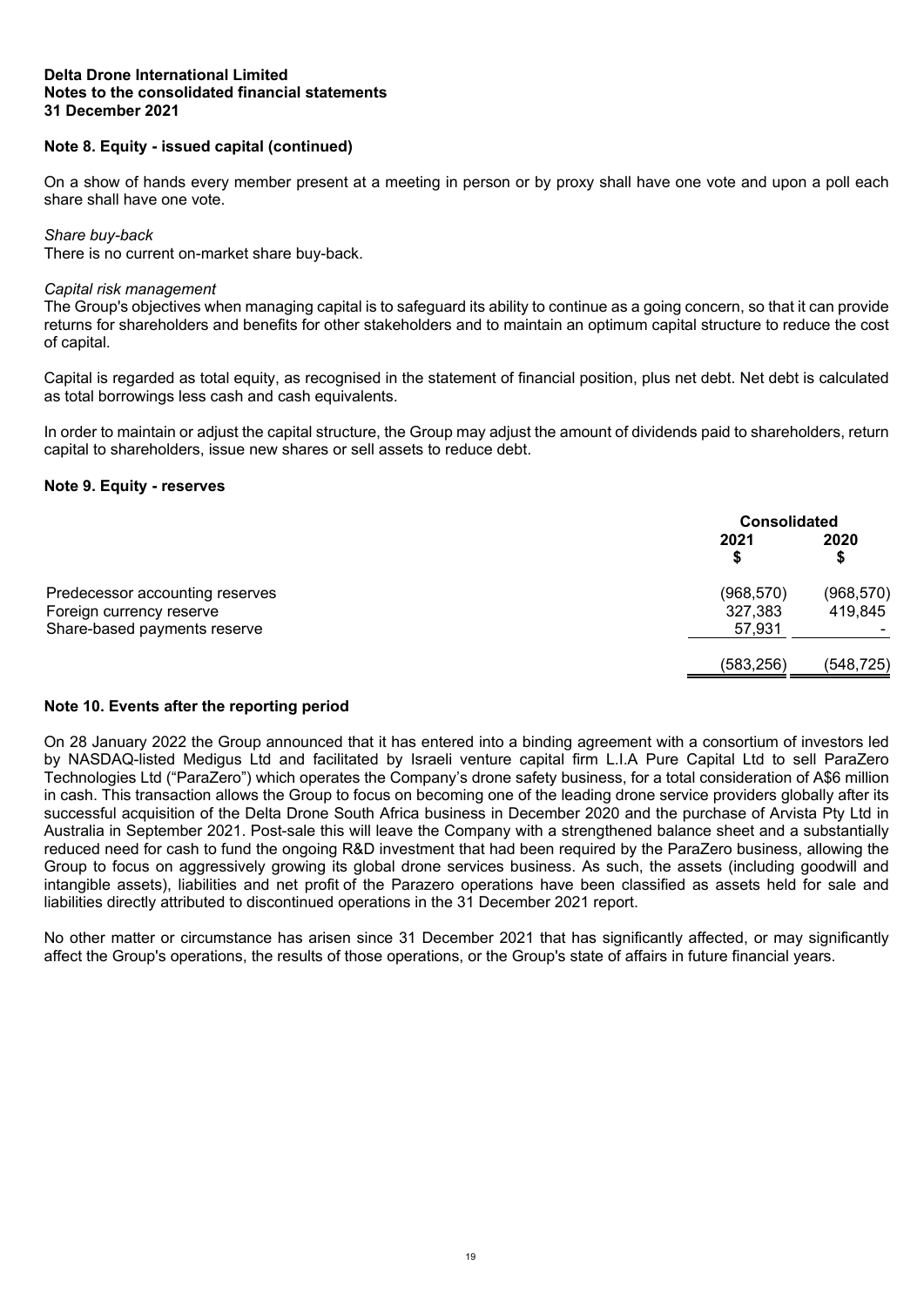**Delta Drone International Limited**
**Notes to the consolidated financial statements**
**31 December 2021**

## Note 8. Equity - issued capital (continued)

On a show of hands every member present at a meeting in person or by proxy shall have one vote and upon a poll each share shall have one vote.

*Share buy-back*
There is no current on-market share buy-back.

*Capital risk management*
The Group's objectives when managing capital is to safeguard its ability to continue as a going concern, so that it can provide returns for shareholders and benefits for other stakeholders and to maintain an optimum capital structure to reduce the cost of capital.

Capital is regarded as total equity, as recognised in the statement of financial position, plus net debt. Net debt is calculated as total borrowings less cash and cash equivalents.

In order to maintain or adjust the capital structure, the Group may adjust the amount of dividends paid to shareholders, return capital to shareholders, issue new shares or sell assets to reduce debt.

## Note 9. Equity - reserves

| | Consolidated | |
|---|---|---|
| | 2021<br>$ | 2020<br>$ |
| Predecessor accounting reserves | (968,570) | (968,570) |
| Foreign currency reserve | 327,383 | 419,845 |
| Share-based payments reserve | 57,931 | - |
| | (583,256) | (548,725) |

## Note 10. Events after the reporting period

On 28 January 2022 the Group announced that it has entered into a binding agreement with a consortium of investors led by NASDAQ-listed Medigus Ltd and facilitated by Israeli venture capital firm L.I.A Pure Capital Ltd to sell ParaZero Technologies Ltd ("ParaZero") which operates the Company's drone safety business, for a total consideration of A$6 million in cash. This transaction allows the Group to focus on becoming one of the leading drone service providers globally after its successful acquisition of the Delta Drone South Africa business in December 2020 and the purchase of Arvista Pty Ltd in Australia in September 2021. Post-sale this will leave the Company with a strengthened balance sheet and a substantially reduced need for cash to fund the ongoing R&D investment that had been required by the ParaZero business, allowing the Group to focus on aggressively growing its global drone services business. As such, the assets (including goodwill and intangible assets), liabilities and net profit of the Parazero operations have been classified as assets held for sale and liabilities directly attributed to discontinued operations in the 31 December 2021 report.

No other matter or circumstance has arisen since 31 December 2021 that has significantly affected, or may significantly affect the Group's operations, the results of those operations, or the Group's state of affairs in future financial years.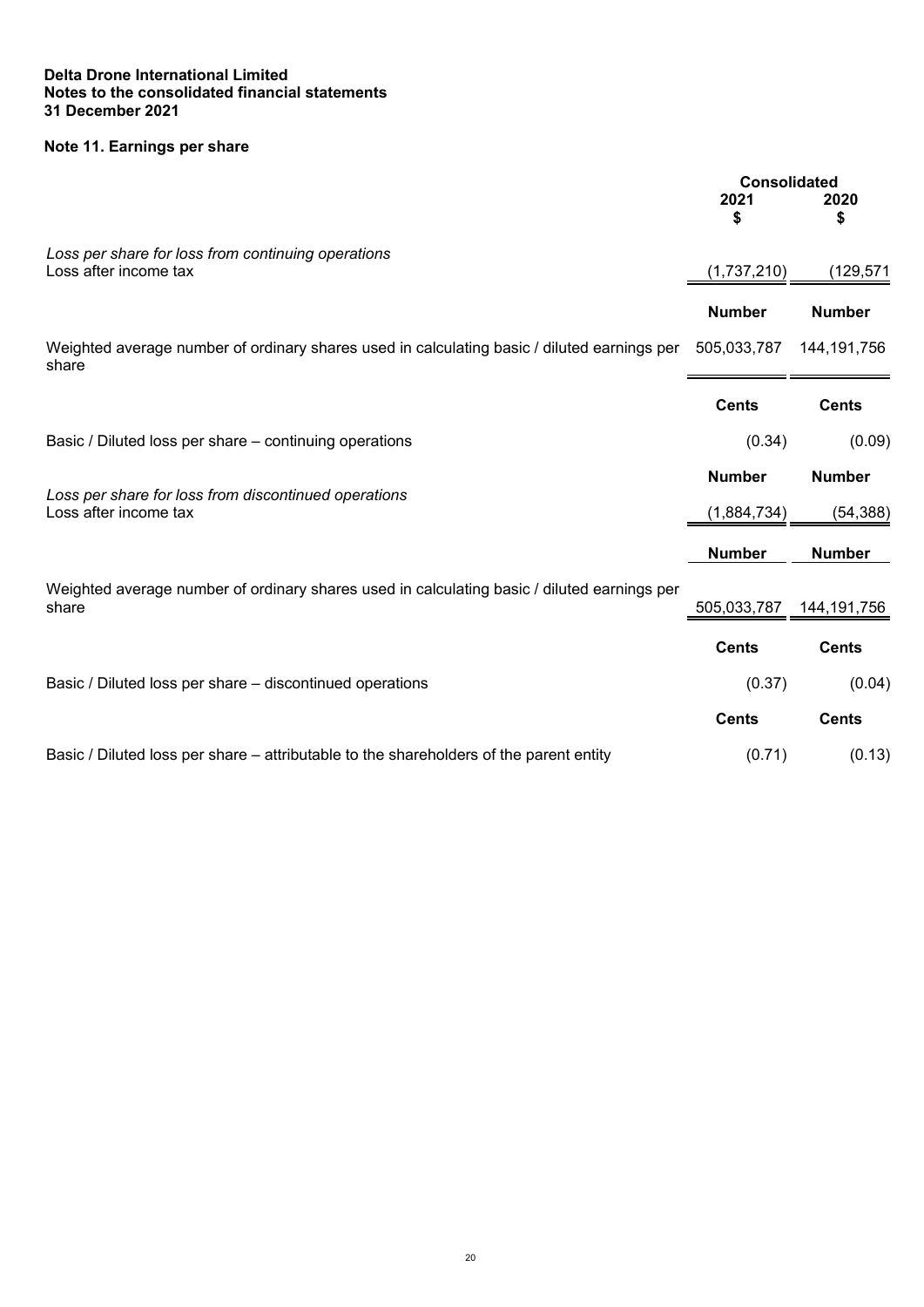**Delta Drone International Limited**
**Notes to the consolidated financial statements**
**31 December 2021**

## Note 11. Earnings per share

| | Consolidated | |
|---|---|---|
| | **2021** **$** | **2020** **$** |
| *Loss per share for loss from continuing operations* | | |
| Loss after income tax | (1,737,210) | (129,571 |
| | **Number** | **Number** |
| Weighted average number of ordinary shares used in calculating basic / diluted earnings per share | 505,033,787 | 144,191,756 |
| | **Cents** | **Cents** |
| Basic / Diluted loss per share – continuing operations | (0.34) | (0.09) |
| | **Number** | **Number** |
| *Loss per share for loss from discontinued operations* | | |
| Loss after income tax | (1,884,734) | (54,388) |
| | **Number** | **Number** |
| Weighted average number of ordinary shares used in calculating basic / diluted earnings per share | 505,033,787 | 144,191,756 |
| | **Cents** | **Cents** |
| Basic / Diluted loss per share – discontinued operations | (0.37) | (0.04) |
| | **Cents** | **Cents** |
| Basic / Diluted loss per share – attributable to the shareholders of the parent entity | (0.71) | (0.13) |